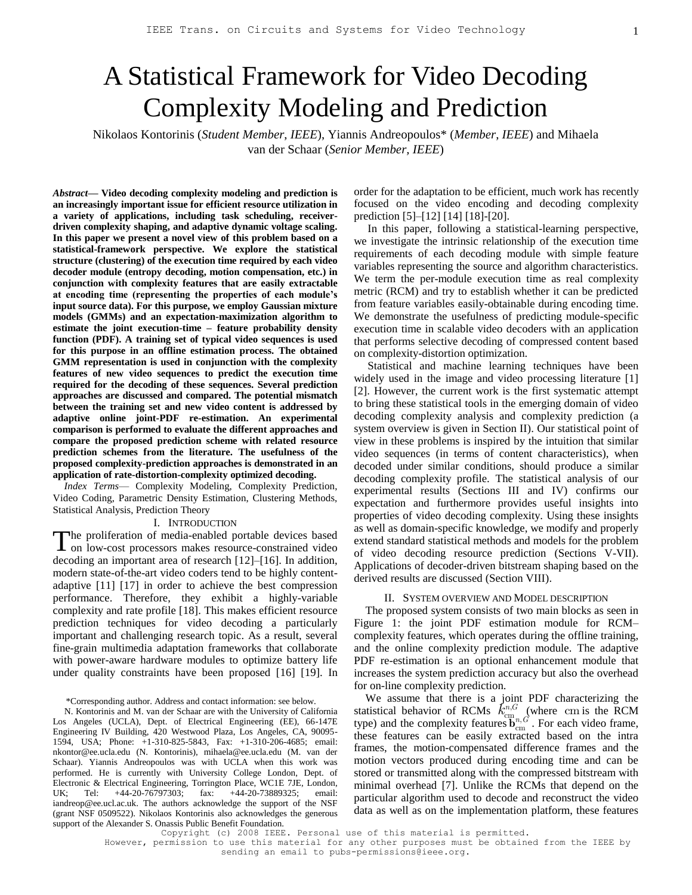# A Statistical Framework for Video Decoding Complexity Modeling and Prediction

Nikolaos Kontorinis (*Student Member, IEEE*), Yiannis Andreopoulos* (*Member, IEEE*) and Mihaela van der Schaar (*Senior Member, IEEE*)

***Abstract*— Video decoding complexity modeling and prediction is an increasingly important issue for efficient resource utilization in a variety of applications, including task scheduling, receiver-driven complexity shaping, and adaptive dynamic voltage scaling. In this paper we present a novel view of this problem based on a statistical-framework perspective. We explore the statistical structure (clustering) of the execution time required by each video decoder module (entropy decoding, motion compensation, etc.) in conjunction with complexity features that are easily extractable at encoding time (representing the properties of each module's input source data). For this purpose, we employ Gaussian mixture models (GMMs) and an expectation-maximization algorithm to estimate the joint execution-time – feature probability density function (PDF). A training set of typical video sequences is used for this purpose in an offline estimation process. The obtained GMM representation is used in conjunction with the complexity features of new video sequences to predict the execution time required for the decoding of these sequences. Several prediction approaches are discussed and compared. The potential mismatch between the training set and new video content is addressed by adaptive online joint-PDF re-estimation. An experimental comparison is performed to evaluate the different approaches and compare the proposed prediction scheme with related resource prediction schemes from the literature. The usefulness of the proposed complexity-prediction approaches is demonstrated in an application of rate-distortion-complexity optimized decoding.**

*Index Terms*— Complexity Modeling, Complexity Prediction, Video Coding, Parametric Density Estimation, Clustering Methods, Statistical Analysis, Prediction Theory

## I. Introduction

The proliferation of media-enabled portable devices based on low-cost processors makes resource-constrained video decoding an important area of research [12]–[16]. In addition, modern state-of-the-art video coders tend to be highly content-adaptive [11] [17] in order to achieve the best compression performance. Therefore, they exhibit a highly-variable complexity and rate profile [18]. This makes efficient resource prediction techniques for video decoding a particularly important and challenging research topic. As a result, several fine-grain multimedia adaptation frameworks that collaborate with power-aware hardware modules to optimize battery life under quality constraints have been proposed [16] [19]. In order for the adaptation to be efficient, much work has recently focused on the video encoding and decoding complexity prediction [5]–[12] [14] [18]-[20].

In this paper, following a statistical-learning perspective, we investigate the intrinsic relationship of the execution time requirements of each decoding module with simple feature variables representing the source and algorithm characteristics. We term the per-module execution time as real complexity metric (RCM) and try to establish whether it can be predicted from feature variables easily-obtainable during encoding time. We demonstrate the usefulness of predicting module-specific execution time in scalable video decoders with an application that performs selective decoding of compressed content based on complexity-distortion optimization.

Statistical and machine learning techniques have been widely used in the image and video processing literature [1] [2]. However, the current work is the first systematic attempt to bring these statistical tools in the emerging domain of video decoding complexity analysis and complexity prediction (a system overview is given in Section II). Our statistical point of view in these problems is inspired by the intuition that similar video sequences (in terms of content characteristics), when decoded under similar conditions, should produce a similar decoding complexity profile. The statistical analysis of our experimental results (Sections III and IV) confirms our expectation and furthermore provides useful insights into properties of video decoding complexity. Using these insights as well as domain-specific knowledge, we modify and properly extend standard statistical methods and models for the problem of video decoding resource prediction (Sections V-VII). Applications of decoder-driven bitstream shaping based on the derived results are discussed (Section VIII).

## II. System overview and Model description

The proposed system consists of two main blocks as seen in Figure 1: the joint PDF estimation module for RCM–complexity features, which operates during the offline training, and the online complexity prediction module. The adaptive PDF re-estimation is an optional enhancement module that increases the system prediction accuracy but also the overhead for on-line complexity prediction.

We assume that there is a joint PDF characterizing the statistical behavior of RCMs $k_{\text{cm}}^{n,G}$ (where $\text{cm}$ is the RCM type) and the complexity features $\mathbf{b}_{\text{cm}}^{n,G}$. For each video frame, these features can be easily extracted based on the intra frames, the motion-compensated difference frames and the motion vectors produced during encoding time and can be stored or transmitted along with the compressed bitstream with minimal overhead [7]. Unlike the RCMs that depend on the particular algorithm used to decode and reconstruct the video data as well as on the implementation platform, these features

\*Corresponding author. Address and contact information: see below.

N. Kontorinis and M. van der Schaar are with the University of California Los Angeles (UCLA), Dept. of Electrical Engineering (EE), 66-147E Engineering IV Building, 420 Westwood Plaza, Los Angeles, CA, 90095-1594, USA; Phone: +1-310-825-5843, Fax: +1-310-206-4685; email: nkontor@ee.ucla.edu (N. Kontorinis), mihaela@ee.ucla.edu (M. van der Schaar). Yiannis Andreopoulos was with UCLA when this work was performed. He is currently with University College London, Dept. of Electronic & Electrical Engineering, Torrington Place, WC1E 7JE, London, UK; Tel: +44-20-76797303; fax: +44-20-73889325; email: iandreop@ee.ucl.ac.uk. The authors acknowledge the support of the NSF (grant NSF 0509522). Nikolaos Kontorinis also acknowledges the generous support of the Alexander S. Onassis Public Benefit Foundation.

Copyright (c) 2008 IEEE. Personal use of this material is permitted. However, permission to use this material for any other purposes must be obtained from the IEEE by sending an email to pubs-permissions@ieee.org.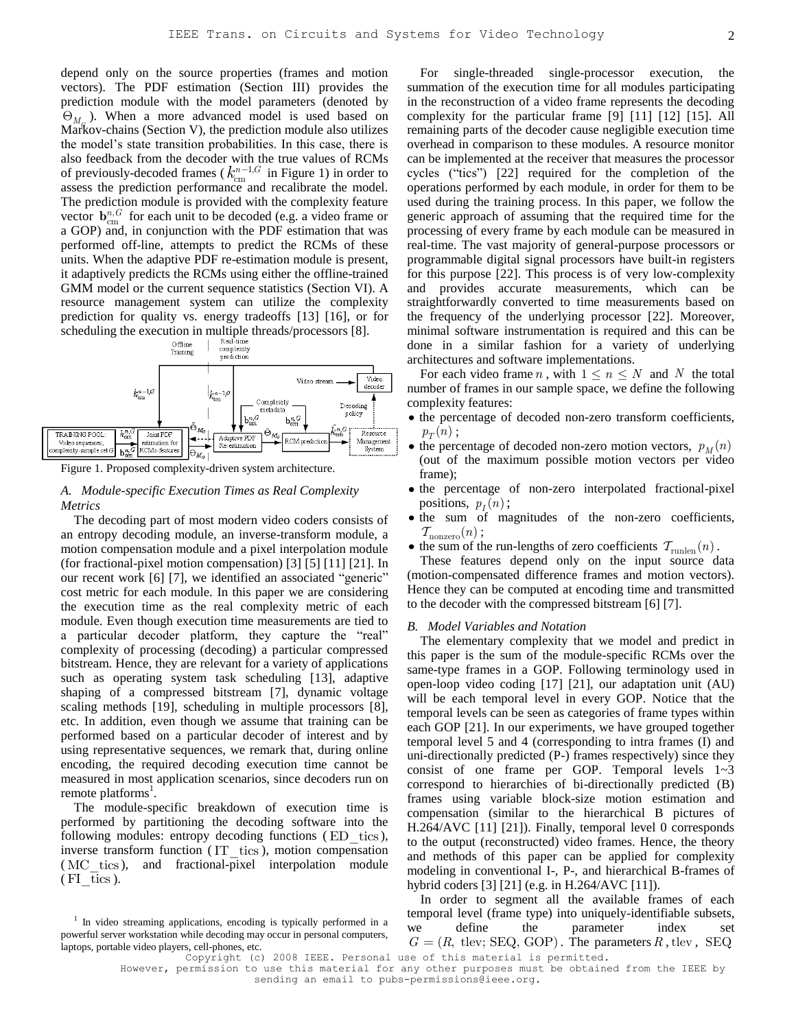depend only on the source properties (frames and motion vectors). The PDF estimation (Section III) provides the prediction module with the model parameters (denoted by $\Theta_{M_G}$). When a more advanced model is used based on Markov-chains (Section V), the prediction module also utilizes the model's state transition probabilities. In this case, there is also feedback from the decoder with the true values of RCMs of previously-decoded frames ($k_{\text{cm}}^{n-1,G}$ in Figure 1) in order to assess the prediction performance and recalibrate the model. The prediction module is provided with the complexity feature vector $\mathbf{b}_{\text{cm}}^{n,G}$ for each unit to be decoded (e.g. a video frame or a GOP) and, in conjunction with the PDF estimation that was performed off-line, attempts to predict the RCMs of these units. When the adaptive PDF re-estimation module is present, it adaptively predicts the RCMs using either the offline-trained GMM model or the current sequence statistics (Section VI). A resource management system can utilize the complexity prediction for quality vs. energy tradeoffs [13] [16], or for scheduling the execution in multiple threads/processors [8].

Figure 1. Proposed complexity-driven system architecture.

### A. Module-specific Execution Times as Real Complexity Metrics

The decoding part of most modern video coders consists of an entropy decoding module, an inverse-transform module, a motion compensation module and a pixel interpolation module (for fractional-pixel motion compensation) [3] [5] [11] [21]. In our recent work [6] [7], we identified an associated "generic" cost metric for each module. In this paper we are considering the execution time as the real complexity metric of each module. Even though execution time measurements are tied to a particular decoder platform, they capture the "real" complexity of processing (decoding) a particular compressed bitstream. Hence, they are relevant for a variety of applications such as operating system task scheduling [13], adaptive shaping of a compressed bitstream [7], dynamic voltage scaling methods [19], scheduling in multiple processors [8], etc. In addition, even though we assume that training can be performed based on a particular decoder of interest and by using representative sequences, we remark that, during online encoding, the required decoding execution time cannot be measured in most application scenarios, since decoders run on remote platforms[1].

The module-specific breakdown of execution time is performed by partitioning the decoding software into the following modules: entropy decoding functions ($\text{ED\_tics}$), inverse transform function ($\text{IT\_tics}$), motion compensation ($\text{MC\_tics}$), and fractional-pixel interpolation module ($\text{FI\_tics}$).

[1] In video streaming applications, encoding is typically performed in a powerful server workstation while decoding may occur in personal computers, laptops, portable video players, cell-phones, etc.

For single-threaded single-processor execution, the summation of the execution time for all modules participating in the reconstruction of a video frame represents the decoding complexity for the particular frame [9] [11] [12] [15]. All remaining parts of the decoder cause negligible execution time overhead in comparison to these modules. A resource monitor can be implemented at the receiver that measures the processor cycles ("tics") [22] required for the completion of the operations performed by each module, in order for them to be used during the training process. In this paper, we follow the generic approach of assuming that the required time for the processing of every frame by each module can be measured in real-time. The vast majority of general-purpose processors or programmable digital signal processors have built-in registers for this purpose [22]. This process is of very low-complexity and provides accurate measurements, which can be straightforwardly converted to time measurements based on the frequency of the underlying processor [22]. Moreover, minimal software instrumentation is required and this can be done in a similar fashion for a variety of underlying architectures and software implementations.

For each video frame $n$, with $1 \le n \le N$ and $N$ the total number of frames in our sample space, we define the following complexity features:

- the percentage of decoded non-zero transform coefficients, $p_T(n)$;
- the percentage of decoded non-zero motion vectors, $p_M(n)$ (out of the maximum possible motion vectors per video frame);
- the percentage of non-zero interpolated fractional-pixel positions, $p_I(n)$;
- the sum of magnitudes of the non-zero coefficients, $\mathcal{T}_{\text{nonzero}}(n)$;
- the sum of the run-lengths of zero coefficients $\mathcal{T}_{\text{runlen}}(n)$.

These features depend only on the input source data (motion-compensated difference frames and motion vectors). Hence they can be computed at encoding time and transmitted to the decoder with the compressed bitstream [6] [7].

### B. Model Variables and Notation

The elementary complexity that we model and predict in this paper is the sum of the module-specific RCMs over the same-type frames in a GOP. Following terminology used in open-loop video coding [17] [21], our adaptation unit (AU) will be each temporal level in every GOP. Notice that the temporal levels can be seen as categories of frame types within each GOP [21]. In our experiments, we have grouped together temporal level 5 and 4 (corresponding to intra frames (I) and uni-directionally predicted (P-) frames respectively) since they consist of one frame per GOP. Temporal levels 1~3 correspond to hierarchies of bi-directionally predicted (B) frames using variable block-size motion estimation and compensation (similar to the hierarchical B pictures of H.264/AVC [11] [21]). Finally, temporal level 0 corresponds to the output (reconstructed) video frames. Hence, the theory and methods of this paper can be applied for complexity modeling in conventional I-, P-, and hierarchical B-frames of hybrid coders [3] [21] (e.g. in H.264/AVC [11]).

In order to segment all the available frames of each temporal level (frame type) into uniquely-identifiable subsets, we define the parameter index set $G = (R,\ \text{tlev};\ \text{SEQ},\ \text{GOP})$. The parameters $R$, $\text{tlev}$, $\text{SEQ}$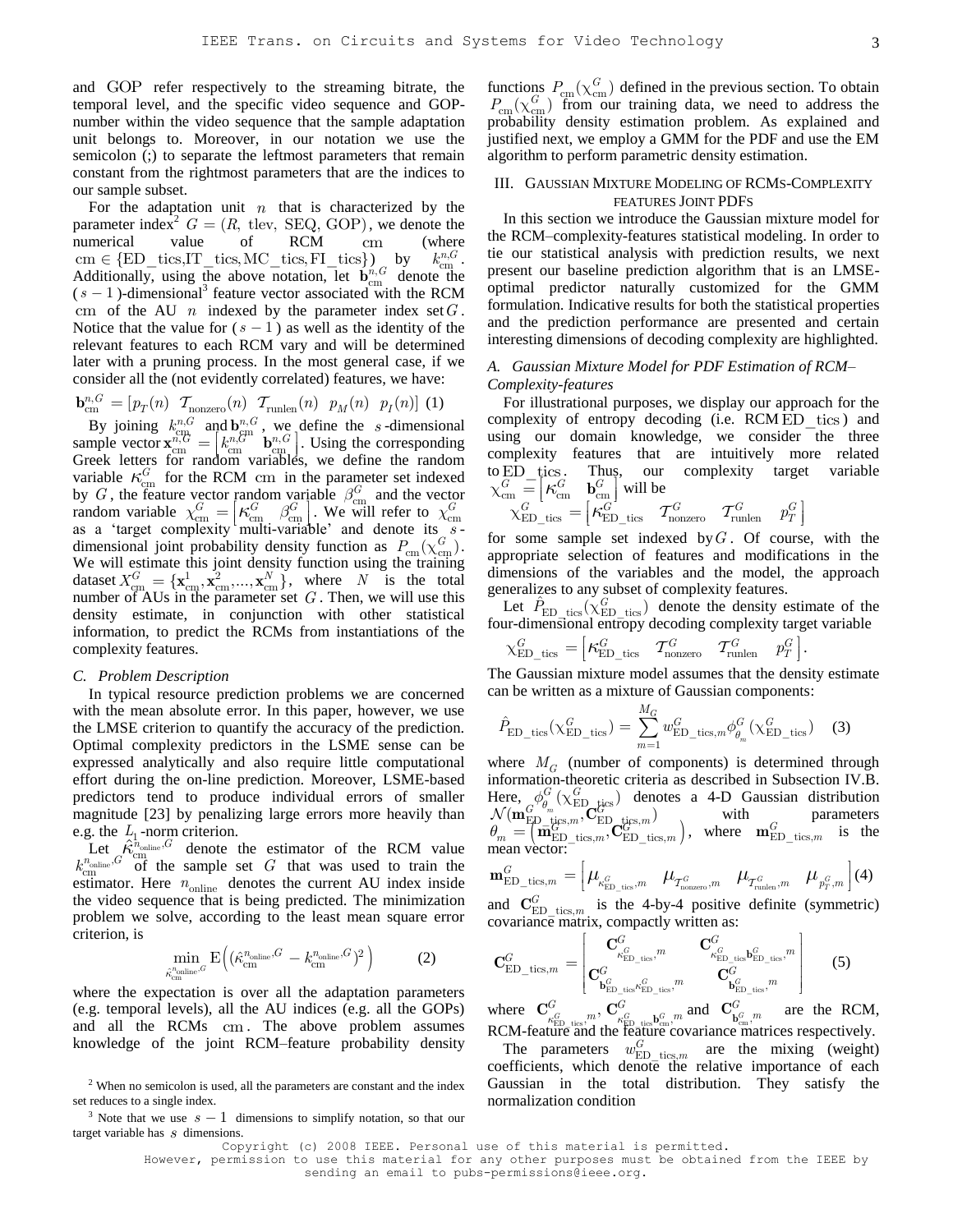and GOP refer respectively to the streaming bitrate, the temporal level, and the specific video sequence and GOP-number within the video sequence that the sample adaptation unit belongs to. Moreover, in our notation we use the semicolon (;) to separate the leftmost parameters that remain constant from the rightmost parameters that are the indices to our sample subset.

For the adaptation unit $n$ that is characterized by the parameter index[2] $G = (R,\ \text{tlev},\ \text{SEQ},\ \text{GOP})$, we denote the numerical value of RCM $\text{cm}$ (where $\text{cm} \in \{\text{ED\_tics}, \text{IT\_tics}, \text{MC\_tics}, \text{FI\_tics}\}$) by $k_{\text{cm}}^{n,G}$. Additionally, using the above notation, let $\mathbf{b}_{\text{cm}}^{n,G}$ denote the ($s-1$)-dimensional[3] feature vector associated with the RCM $\text{cm}$ of the AU $n$ indexed by the parameter index set $G$. Notice that the value for ($s-1$) as well as the identity of the relevant features to each RCM vary and will be determined later with a pruning process. In the most general case, if we consider all the (not evidently correlated) features, we have:

$$\mathbf{b}_{\text{cm}}^{n,G} = [p_T(n)\ \ \mathcal{T}_{\text{nonzero}}(n)\ \ \mathcal{T}_{\text{runlen}}(n)\ \ p_M(n)\ \ p_I(n)] \quad (1)$$

By joining $k_{\text{cm}}^{n,G}$ and $\mathbf{b}_{\text{cm}}^{n,G}$, we define the $s$-dimensional sample vector $\mathbf{x}_{\text{cm}}^{n,G} = \left[k_{\text{cm}}^{n,G}\ \ \mathbf{b}_{\text{cm}}^{n,G}\right]$. Using the corresponding Greek letters for random variables, we define the random variable $\kappa_{\text{cm}}^{G}$ for the RCM $\text{cm}$ in the parameter set indexed by $G$, the feature vector random variable $\beta_{\text{cm}}^{G}$ and the vector random variable $\chi_{\text{cm}}^{G} = \left[\kappa_{\text{cm}}^{G}\ \ \beta_{\text{cm}}^{G}\right]$. We will refer to $\chi_{\text{cm}}^{G}$ as a 'target complexity multi-variable' and denote its $s$-dimensional joint probability density function as $P_{\text{cm}}(\chi_{\text{cm}}^{G})$. We will estimate this joint density function using the training dataset $X_{\text{cm}}^{G} = \{\mathbf{x}_{\text{cm}}^{1}, \mathbf{x}_{\text{cm}}^{2}, ..., \mathbf{x}_{\text{cm}}^{N}\}$, where $N$ is the total number of AUs in the parameter set $G$. Then, we will use this density estimate, in conjunction with other statistical information, to predict the RCMs from instantiations of the complexity features.

### *C. Problem Description*

In typical resource prediction problems we are concerned with the mean absolute error. In this paper, however, we use the LMSE criterion to quantify the accuracy of the prediction. Optimal complexity predictors in the LSME sense can be expressed analytically and also require little computational effort during the on-line prediction. Moreover, LSME-based predictors tend to produce individual errors of smaller magnitude [23] by penalizing large errors more heavily than e.g. the $L_1$-norm criterion.

Let $\hat{\kappa}_{\text{cm}}^{n_{\text{online}},G}$ denote the estimator of the RCM value $k_{\text{cm}}^{n_{\text{online}},G}$ of the sample set $G$ that was used to train the estimator. Here $n_{\text{online}}$ denotes the current AU index inside the video sequence that is being predicted. The minimization problem we solve, according to the least mean square error criterion, is

$$\min_{\hat{\kappa}_{\text{cm}}^{n_{\text{online}},G}} \mathrm{E}\left(\left(\hat{\kappa}_{\text{cm}}^{n_{\text{online}},G} - k_{\text{cm}}^{n_{\text{online}},G}\right)^2\right) \quad (2)$$

where the expectation is over all the adaptation parameters (e.g. temporal levels), all the AU indices (e.g. all the GOPs) and all the RCMs $\text{cm}$. The above problem assumes knowledge of the joint RCM–feature probability density functions $P_{\text{cm}}(\chi_{\text{cm}}^{G})$ defined in the previous section. To obtain $P_{\text{cm}}(\chi_{\text{cm}}^{G})$ from our training data, we need to address the probability density estimation problem. As explained and justified next, we employ a GMM for the PDF and use the EM algorithm to perform parametric density estimation.

[2] When no semicolon is used, all the parameters are constant and the index set reduces to a single index.

[3] Note that we use $s-1$ dimensions to simplify notation, so that our target variable has $s$ dimensions.

## III. Gaussian Mixture Modeling of RCMs-Complexity Features Joint PDFs

In this section we introduce the Gaussian mixture model for the RCM–complexity-features statistical modeling. In order to tie our statistical analysis with prediction results, we next present our baseline prediction algorithm that is an LMSE-optimal predictor naturally customized for the GMM formulation. Indicative results for both the statistical properties and the prediction performance are presented and certain interesting dimensions of decoding complexity are highlighted.

### *A. Gaussian Mixture Model for PDF Estimation of RCM–Complexity-features*

For illustrational purposes, we display our approach for the complexity of entropy decoding (i.e. RCM $\text{ED\_tics}$) and using our domain knowledge, we consider the three complexity features that are intuitively more related to $\text{ED\_tics}$. Thus, our complexity target variable $\chi_{\text{cm}}^{G} = \left[\kappa_{\text{cm}}^{G}\ \ \mathbf{b}_{\text{cm}}^{G}\right]$ will be

$$\chi_{\text{ED\_tics}}^{G} = \left[\kappa_{\text{ED\_tics}}^{G}\ \ \mathcal{T}_{\text{nonzero}}^{G}\ \ \mathcal{T}_{\text{runlen}}^{G}\ \ p_T^{G}\right]$$

for some sample set indexed by $G$. Of course, with the appropriate selection of features and modifications in the dimensions of the variables and the model, the approach generalizes to any subset of complexity features.

Let $\hat{P}_{\text{ED\_tics}}(\chi_{\text{ED\_tics}}^{G})$ denote the density estimate of the four-dimensional entropy decoding complexity target variable

$$\chi_{\text{ED\_tics}}^{G} = \left[\kappa_{\text{ED\_tics}}^{G}\ \ \mathcal{T}_{\text{nonzero}}^{G}\ \ \mathcal{T}_{\text{runlen}}^{G}\ \ p_T^{G}\right].$$

The Gaussian mixture model assumes that the density estimate can be written as a mixture of Gaussian components:

$$\hat{P}_{\text{ED\_tics}}(\chi_{\text{ED\_tics}}^{G}) = \sum_{m=1}^{M_G} w_{\text{ED\_tics},m}^{G} \phi_{\theta_m}^{G}(\chi_{\text{ED\_tics}}^{G}) \quad (3)$$

where $M_G$ (number of components) is determined through information-theoretic criteria as described in Subsection IV.B. Here, $\phi_{\theta_m}^{G}(\chi_{\text{ED\_tics}}^{G})$ denotes a 4-D Gaussian distribution $\mathcal{N}(\mathbf{m}_{\text{ED\_tics},m}^{G}, \mathbf{C}_{\text{ED\_tics},m}^{G})$ with parameters $\theta_m = \left(\mathbf{m}_{\text{ED\_tics},m}^{G}, \mathbf{C}_{\text{ED\_tics},m}^{G}\right)$, where $\mathbf{m}_{\text{ED\_tics},m}^{G}$ is the mean vector:

$$\mathbf{m}_{\text{ED\_tics},m}^{G} = \left[\mu_{\kappa_{\text{ED\_tics}}^{G},m}\ \ \mu_{\mathcal{T}_{\text{nonzero}}^{G},m}\ \ \mu_{\mathcal{T}_{\text{runlen}}^{G},m}\ \ \mu_{p_T^{G},m}\right] \quad (4)$$

and $\mathbf{C}_{\text{ED\_tics},m}^{G}$ is the 4-by-4 positive definite (symmetric) covariance matrix, compactly written as:

$$\mathbf{C}_{\text{ED\_tics},m}^{G} = \begin{bmatrix} \mathbf{C}_{\kappa_{\text{ED\_tics}}^{G},m}^{G} & \mathbf{C}_{\kappa_{\text{ED\_tics}}^{G}\mathbf{b}_{\text{ED\_tics}}^{G},m}^{G} \\ \mathbf{C}_{\mathbf{b}_{\text{ED\_tics}}^{G}\kappa_{\text{ED\_tics}}^{G},m}^{G} & \mathbf{C}_{\mathbf{b}_{\text{ED\_tics}}^{G},m}^{G} \end{bmatrix} \quad (5)$$

where $\mathbf{C}_{\kappa_{\text{ED\_tics}}^{G},m}^{G}$, $\mathbf{C}_{\kappa_{\text{ED\_tics}}^{G}\mathbf{b}_{\text{cm}}^{G},m}^{G}$ and $\mathbf{C}_{\mathbf{b}_{\text{cm}}^{G},m}^{G}$ are the RCM, RCM-feature and the feature covariance matrices respectively.

The parameters $w_{\text{ED\_tics},m}^{G}$ are the mixing (weight) coefficients, which denote the relative importance of each Gaussian in the total distribution. They satisfy the normalization condition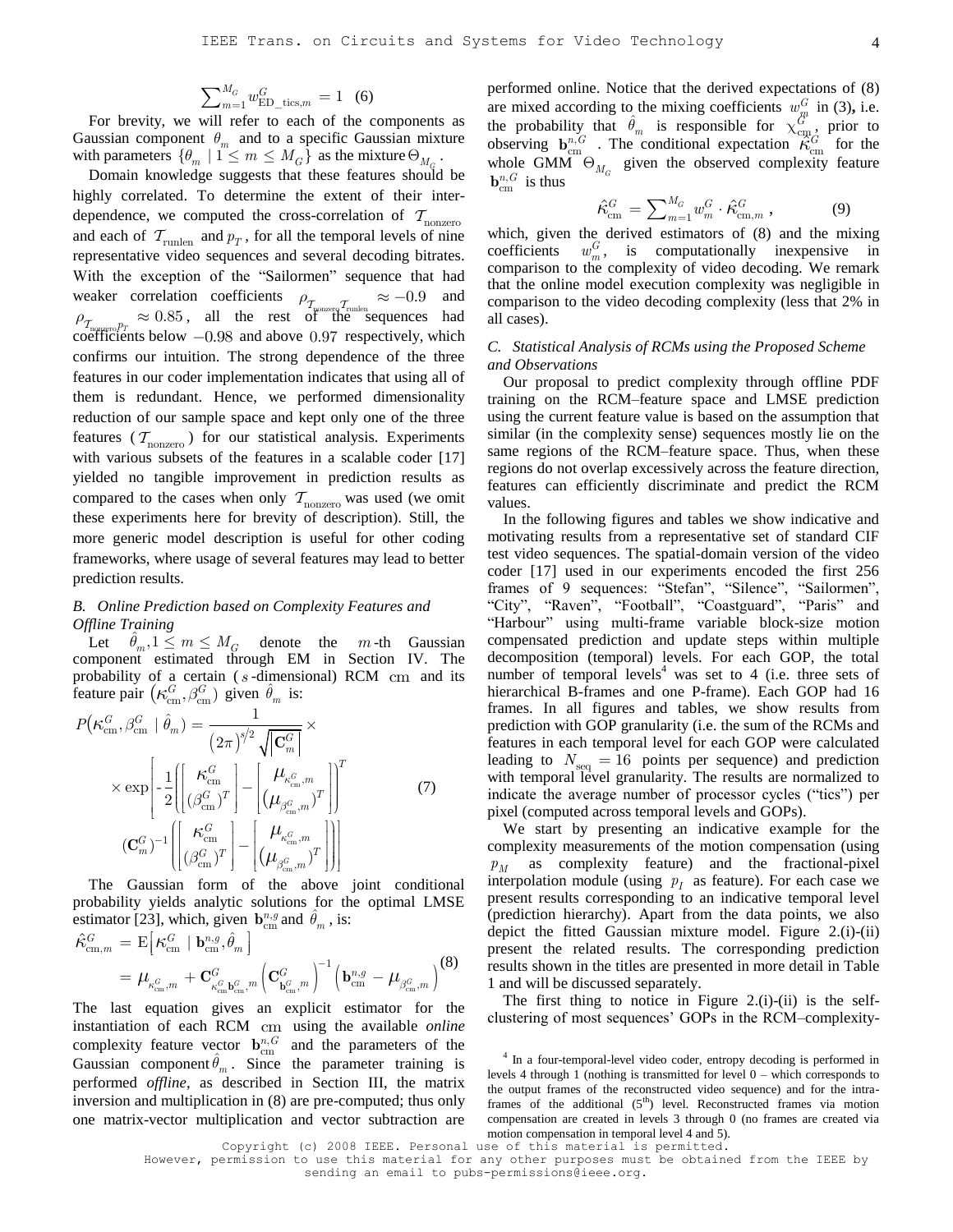$$\sum_{m=1}^{M_G} w_{\mathrm{ED\_tics},m}^{G} = 1 \quad (6)$$

For brevity, we will refer to each of the components as Gaussian component $\theta_m$ and to a specific Gaussian mixture with parameters $\{\theta_m \mid 1 \le m \le M_G\}$ as the mixture $\Theta_{M_G}$.

Domain knowledge suggests that these features should be highly correlated. To determine the extent of their inter-dependence, we computed the cross-correlation of $\mathcal{T}_{\mathrm{nonzero}}$ and each of $\mathcal{T}_{\mathrm{runlen}}$ and $p_T$, for all the temporal levels of nine representative video sequences and several decoding bitrates. With the exception of the "Sailormen" sequence that had weaker correlation coefficients $\rho_{\mathcal{T}_{\mathrm{nonzero}}\mathcal{T}_{\mathrm{runlen}}} \approx -0.9$ and $\rho_{\mathcal{T}_{\mathrm{nonzero}}p_T} \approx 0.85$, all the rest of the sequences had coefficients below $-0.98$ and above $0.97$ respectively, which confirms our intuition. The strong dependence of the three features in our coder implementation indicates that using all of them is redundant. Hence, we performed dimensionality reduction of our sample space and kept only one of the three features ($\mathcal{T}_{\mathrm{nonzero}}$) for our statistical analysis. Experiments with various subsets of the features in a scalable coder [17] yielded no tangible improvement in prediction results as compared to the cases when only $\mathcal{T}_{\mathrm{nonzero}}$ was used (we omit these experiments here for brevity of description). Still, the more generic model description is useful for other coding frameworks, where usage of several features may lead to better prediction results.

### *B. Online Prediction based on Complexity Features and Offline Training*

Let $\hat{\theta}_m, 1 \le m \le M_G$ denote the $m$-th Gaussian component estimated through EM in Section IV. The probability of a certain ($s$-dimensional) RCM $\mathrm{cm}$ and its feature pair $\left(\kappa_{\mathrm{cm}}^{G}, \beta_{\mathrm{cm}}^{G}\right)$ given $\hat{\theta}_m$ is:

$$P\left(\kappa_{\mathrm{cm}}^{G}, \beta_{\mathrm{cm}}^{G} \mid \hat{\theta}_m\right) = \frac{1}{\left(2\pi\right)^{s/2}\sqrt{\left|\mathbf{C}_m^G\right|}} \times \\ \times \exp\left[-\frac{1}{2}\left(\begin{bmatrix}\kappa_{\mathrm{cm}}^{G} \\ (\beta_{\mathrm{cm}}^{G})^T\end{bmatrix} - \begin{bmatrix}\mu_{\kappa_{\mathrm{cm}}^{G},m} \\ \left(\mu_{\beta_{\mathrm{cm}}^{G},m}\right)^T\end{bmatrix}\right)^T \right. \\ \left. (\mathbf{C}_m^G)^{-1}\left(\begin{bmatrix}\kappa_{\mathrm{cm}}^{G} \\ (\beta_{\mathrm{cm}}^{G})^T\end{bmatrix} - \begin{bmatrix}\mu_{\kappa_{\mathrm{cm}}^{G},m} \\ \left(\mu_{\beta_{\mathrm{cm}}^{G},m}\right)^T\end{bmatrix}\right)\right] \quad (7)$$

The Gaussian form of the above joint conditional probability yields analytic solutions for the optimal LMSE estimator [23], which, given $\mathbf{b}_{\mathrm{cm}}^{n,g}$ and $\hat{\theta}_m$, is:

$$\hat{\kappa}_{\mathrm{cm},m}^{G} = \mathrm{E}\left[\kappa_{\mathrm{cm}}^{G} \mid \mathbf{b}_{\mathrm{cm}}^{n,g}, \hat{\theta}_m\right] \\ = \mu_{\kappa_{\mathrm{cm}}^{G},m} + \mathbf{C}_{\kappa_{\mathrm{cm}}^{G}\mathbf{b}_{\mathrm{cm}}^{G},m}\left(\mathbf{C}_{\mathbf{b}_{\mathrm{cm}}^{G},m}\right)^{-1}\left(\mathbf{b}_{\mathrm{cm}}^{n,g} - \mu_{\beta_{\mathrm{cm}}^{G},m}\right) \quad (8)$$

The last equation gives an explicit estimator for the instantiation of each RCM $\mathrm{cm}$ using the available *online* complexity feature vector $\mathbf{b}_{\mathrm{cm}}^{n,G}$ and the parameters of the Gaussian component $\hat{\theta}_m$. Since the parameter training is performed *offline*, as described in Section III, the matrix inversion and multiplication in (8) are pre-computed; thus only one matrix-vector multiplication and vector subtraction are performed online. Notice that the derived expectations of (8) are mixed according to the mixing coefficients $w_m^G$ in (3), i.e. the probability that $\hat{\theta}_m$ is responsible for $\chi_{\mathrm{cm}}^{G}$, prior to observing $\mathbf{b}_{\mathrm{cm}}^{n,G}$. The conditional expectation $\hat{\kappa}_{\mathrm{cm}}^{G}$ for the whole GMM $\Theta_{M_G}$ given the observed complexity feature $\mathbf{b}_{\mathrm{cm}}^{n,G}$ is thus

$$\hat{\kappa}_{\mathrm{cm}}^{G} = \sum_{m=1}^{M_G} w_m^G \cdot \hat{\kappa}_{\mathrm{cm},m}^{G}, \quad (9)$$

which, given the derived estimators of (8) and the mixing coefficients $w_m^G$, is computationally inexpensive in comparison to the complexity of video decoding. We remark that the online model execution complexity was negligible in comparison to the video decoding complexity (less that 2% in all cases).

### *C. Statistical Analysis of RCMs using the Proposed Scheme and Observations*

Our proposal to predict complexity through offline PDF training on the RCM–feature space and LMSE prediction using the current feature value is based on the assumption that similar (in the complexity sense) sequences mostly lie on the same regions of the RCM–feature space. Thus, when these regions do not overlap excessively across the feature direction, features can efficiently discriminate and predict the RCM values.

In the following figures and tables we show indicative and motivating results from a representative set of standard CIF test video sequences. The spatial-domain version of the video coder [17] used in our experiments encoded the first 256 frames of 9 sequences: "Stefan", "Silence", "Sailormen", "City", "Raven", "Football", "Coastguard", "Paris" and "Harbour" using multi-frame variable block-size motion compensated prediction and update steps within multiple decomposition (temporal) levels. For each GOP, the total number of temporal levels[4] was set to 4 (i.e. three sets of hierarchical B-frames and one P-frame). Each GOP had 16 frames. In all figures and tables, we show results from prediction with GOP granularity (i.e. the sum of the RCMs and features in each temporal level for each GOP were calculated leading to $N_{\mathrm{seq}} = 16$ points per sequence) and prediction with temporal level granularity. The results are normalized to indicate the average number of processor cycles ("tics") per pixel (computed across temporal levels and GOPs).

We start by presenting an indicative example for the complexity measurements of the motion compensation (using $p_M$ as complexity feature) and the fractional-pixel interpolation module (using $p_I$ as feature). For each case we present results corresponding to an indicative temporal level (prediction hierarchy). Apart from the data points, we also depict the fitted Gaussian mixture model. Figure 2.(i)-(ii) present the related results. The corresponding prediction results shown in the titles are presented in more detail in Table 1 and will be discussed separately.

The first thing to notice in Figure 2.(i)-(ii) is the self-clustering of most sequences' GOPs in the RCM–complexity-

[4] In a four-temporal-level video coder, entropy decoding is performed in levels 4 through 1 (nothing is transmitted for level 0 – which corresponds to the output frames of the reconstructed video sequence) and for the intra-frames of the additional (5[th]) level. Reconstructed frames via motion compensation are created in levels 3 through 0 (no frames are created via motion compensation in temporal level 4 and 5).

Copyright (c) 2008 IEEE. Personal use of this material is permitted.
However, permission to use this material for any other purposes must be obtained from the IEEE by sending an email to pubs-permissions@ieee.org.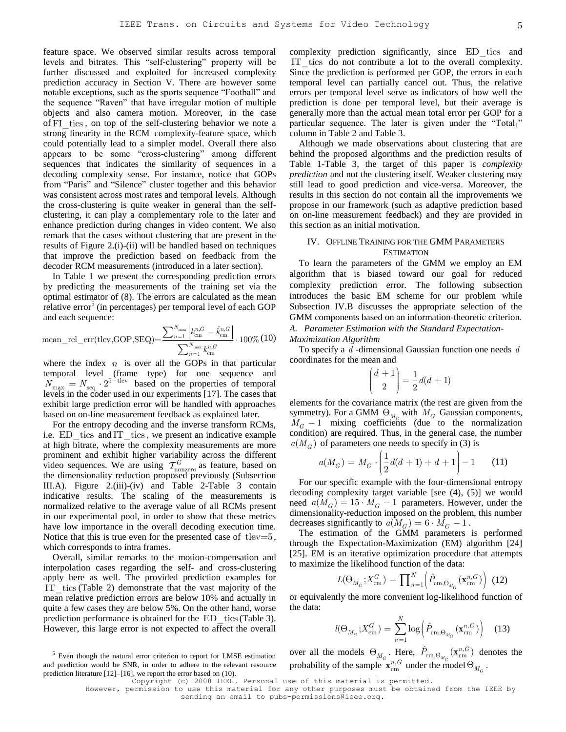feature space. We observed similar results across temporal levels and bitrates. This "self-clustering" property will be further discussed and exploited for increased complexity prediction accuracy in Section V. There are however some notable exceptions, such as the sports sequence "Football" and the sequence "Raven" that have irregular motion of multiple objects and also camera motion. Moreover, in the case of $\mathrm{FI\_tics}$, on top of the self-clustering behavior we note a strong linearity in the RCM–complexity-feature space, which could potentially lead to a simpler model. Overall there also appears to be some "cross-clustering" among different sequences that indicates the similarity of sequences in a decoding complexity sense. For instance, notice that GOPs from "Paris" and "Silence" cluster together and this behavior was consistent across most rates and temporal levels. Although the cross-clustering is quite weaker in general than the self-clustering, it can play a complementary role to the later and enhance prediction during changes in video content. We also remark that the cases without clustering that are present in the results of Figure 2.(i)-(ii) will be handled based on techniques that improve the prediction based on feedback from the decoder RCM measurements (introduced in a later section).

In Table 1 we present the corresponding prediction errors by predicting the measurements of the training set via the optimal estimator of (8). The errors are calculated as the mean relative error[5] (in percentages) per temporal level of each GOP and each sequence:

$$\mathrm{mean\_rel\_err(tlev,GOP,SEQ)} = \frac{\sum_{n=1}^{N_{\max}} \left| k_{\mathrm{cm}}^{n,G} - \hat{k}_{\mathrm{cm}}^{n,G} \right|}{\sum_{n=1}^{N_{\max}} k_{\mathrm{cm}}^{n,G}} \cdot 100\% \quad (10)$$

where the index $n$ is over all the GOPs in that particular temporal level (frame type) for one sequence and $N_{\max} = N_{\mathrm{seq}} \cdot 2^{5-\mathrm{tlev}}$ based on the properties of temporal levels in the coder used in our experiments [17]. The cases that exhibit large prediction error will be handled with approaches based on on-line measurement feedback as explained later.

For the entropy decoding and the inverse transform RCMs, i.e. $\mathrm{ED\_tics}$ and $\mathrm{IT\_tics}$, we present an indicative example at high bitrate, where the complexity measurements are more prominent and exhibit higher variability across the different video sequences. We are using $\mathcal{T}_{\mathrm{nonzero}}^{G}$ as feature, based on the dimensionality reduction proposed previously (Subsection III.A). Figure 2.(iii)-(iv) and Table 2-Table 3 contain indicative results. The scaling of the measurements is normalized relative to the average value of all RCMs present in our experimental pool, in order to show that these metrics have low importance in the overall decoding execution time. Notice that this is true even for the presented case of $\mathrm{tlev}=5$, which corresponds to intra frames.

Overall, similar remarks to the motion-compensation and interpolation cases regarding the self- and cross-clustering apply here as well. The provided prediction examples for $\mathrm{IT\_tics}$ (Table 2) demonstrate that the vast majority of the mean relative prediction errors are below 10% and actually in quite a few cases they are below 5%. On the other hand, worse prediction performance is obtained for the $\mathrm{ED\_tics}$ (Table 3). However, this large error is not expected to affect the overall complexity prediction significantly, since $\mathrm{ED\_tics}$ and $\mathrm{IT\_tics}$ do not contribute a lot to the overall complexity. Since the prediction is performed per GOP, the errors in each temporal level can partially cancel out. Thus, the relative errors per temporal level serve as indicators of how well the prediction is done per temporal level, but their average is generally more than the actual mean total error per GOP for a particular sequence. The later is given under the "Total$_1$" column in Table 2 and Table 3.

Although we made observations about clustering that are behind the proposed algorithms and the prediction results of Table 1-Table 3, the target of this paper is *complexity prediction* and not the clustering itself. Weaker clustering may still lead to good prediction and vice-versa. Moreover, the results in this section do not contain all the improvements we propose in our framework (such as adaptive prediction based on on-line measurement feedback) and they are provided in this section as an initial motivation.

## IV. Offline Training for the GMM Parameters Estimation

To learn the parameters of the GMM we employ an EM algorithm that is biased toward our goal for reduced complexity prediction error. The following subsection introduces the basic EM scheme for our problem while Subsection IV.B discusses the appropriate selection of the GMM components based on an information-theoretic criterion.

### *A. Parameter Estimation with the Standard Expectation-Maximization Algorithm*

To specify a $d$-dimensional Gaussian function one needs $d$ coordinates for the mean and

$$\binom{d+1}{2} = \frac{1}{2}d(d+1)$$

elements for the covariance matrix (the rest are given from the symmetry). For a GMM $\Theta_{M_G}$ with $M_G$ Gaussian components, $M_G - 1$ mixing coefficients (due to the normalization condition) are required. Thus, in the general case, the number $a(M_G)$ of parameters one needs to specify in (3) is

$$a(M_G) = M_G \cdot \left( \frac{1}{2}d(d+1) + d + 1 \right) - 1 \quad (11)$$

For our specific example with the four-dimensional entropy decoding complexity target variable [see (4), (5)] we would need $a(M_G) = 15 \cdot M_G - 1$ parameters. However, under the dimensionality-reduction imposed on the problem, this number decreases significantly to $a(M_G) = 6 \cdot M_G - 1$.

The estimation of the GMM parameters is performed through the Expectation-Maximization (EM) algorithm [24] [25]. EM is an iterative optimization procedure that attempts to maximize the likelihood function of the data:

$$L(\Theta_{M_G}; X_{\mathrm{cm}}^{G}) = \prod_{n=1}^{N} \left( \hat{P}_{\mathrm{cm},\Theta_{M_G}}(\mathbf{x}_{\mathrm{cm}}^{n,G}) \right) \quad (12)$$

or equivalently the more convenient log-likelihood function of the data:

$$l(\Theta_{M_G}; X_{\mathrm{cm}}^{G}) = \sum_{n=1}^{N} \log\left( \hat{P}_{\mathrm{cm},\Theta_{M_G}}(\mathbf{x}_{\mathrm{cm}}^{n,G}) \right) \quad (13)$$

over all the models $\Theta_{M_G}$. Here, $\hat{P}_{\mathrm{cm},\Theta_{M_G}}(\mathbf{x}_{\mathrm{cm}}^{n,G})$ denotes the probability of the sample $\mathbf{x}_{\mathrm{cm}}^{n,G}$ under the model $\Theta_{M_G}$.

[5] Even though the natural error criterion to report for LMSE estimation and prediction would be SNR, in order to adhere to the relevant resource prediction literature [12]–[16], we report the error based on (10).

Copyright (c) 2008 IEEE. Personal use of this material is permitted. However, permission to use this material for any other purposes must be obtained from the IEEE by sending an email to pubs-permissions@ieee.org.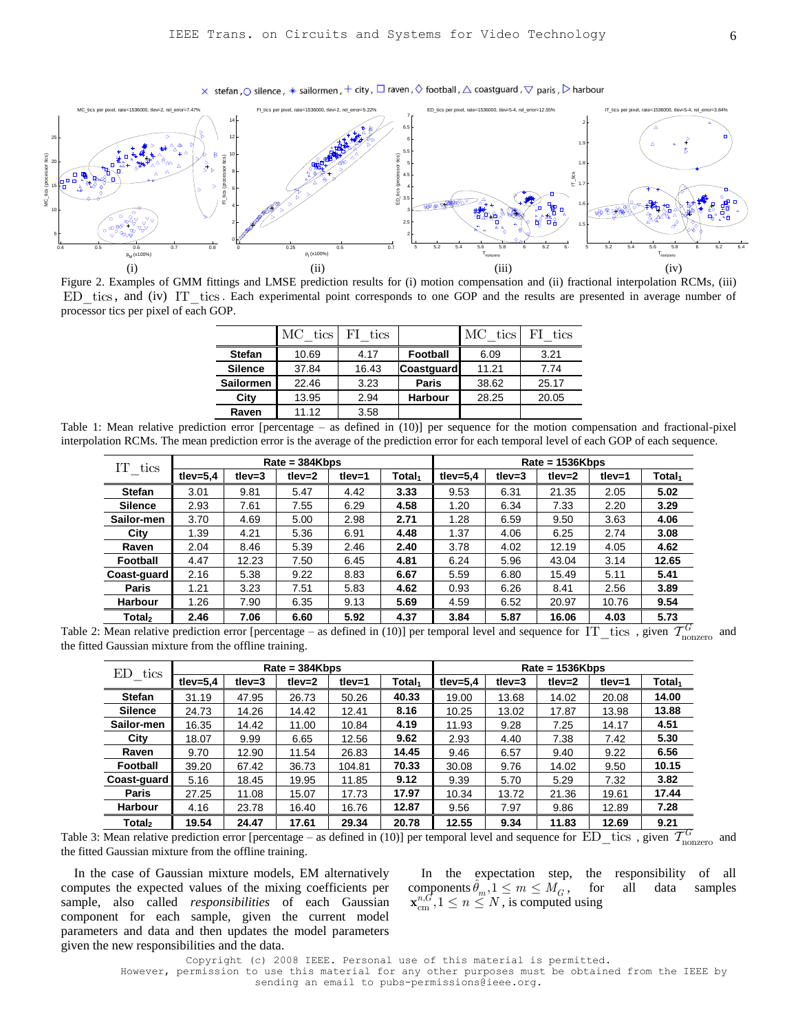Figure 2. Examples of GMM fittings and LMSE prediction results for (i) motion compensation and (ii) fractional interpolation RCMs, (iii) ED_tics, and (iv) IT_tics. Each experimental point corresponds to one GOP and the results are presented in average number of processor tics per pixel of each GOP.

| | MC_tics | FI_tics | | MC_tics | FI_tics |
|---|---|---|---|---|---|
| **Stefan** | 10.69 | 4.17 | **Football** | 6.09 | 3.21 |
| **Silence** | 37.84 | 16.43 | **Coastguard** | 11.21 | 7.74 |
| **Sailormen** | 22.46 | 3.23 | **Paris** | 38.62 | 25.17 |
| **City** | 13.95 | 2.94 | **Harbour** | 28.25 | 20.05 |
| **Raven** | 11.12 | 3.58 | | | |

Table 1: Mean relative prediction error [percentage – as defined in (10)] per sequence for the motion compensation and fractional-pixel interpolation RCMs. The mean prediction error is the average of the prediction error for each temporal level of each GOP of each sequence.

| IT_tics | Rate = 384Kbps | | | | | Rate = 1536Kbps | | | | |
|---|---|---|---|---|---|---|---|---|---|---|
| | tlev=5,4 | tlev=3 | tlev=2 | tlev=1 | Total$_1$ | tlev=5,4 | tlev=3 | tlev=2 | tlev=1 | Total$_1$ |
| **Stefan** | 3.01 | 9.81 | 5.47 | 4.42 | **3.33** | 9.53 | 6.31 | 21.35 | 2.05 | **5.02** |
| **Silence** | 2.93 | 7.61 | 7.55 | 6.29 | **4.58** | 1.20 | 6.34 | 7.33 | 2.20 | **3.29** |
| **Sailor-men** | 3.70 | 4.69 | 5.00 | 2.98 | **2.71** | 1.28 | 6.59 | 9.50 | 3.63 | **4.06** |
| **City** | 1.39 | 4.21 | 5.36 | 6.91 | **4.48** | 1.37 | 4.06 | 6.25 | 2.74 | **3.08** |
| **Raven** | 2.04 | 8.46 | 5.39 | 2.46 | **2.40** | 3.78 | 4.02 | 12.19 | 4.05 | **4.62** |
| **Football** | 4.47 | 12.23 | 7.50 | 6.45 | **4.81** | 6.24 | 5.96 | 43.04 | 3.14 | **12.65** |
| **Coast-guard** | 2.16 | 5.38 | 9.22 | 8.83 | **6.67** | 5.59 | 6.80 | 15.49 | 5.11 | **5.41** |
| **Paris** | 1.21 | 3.23 | 7.51 | 5.83 | **4.62** | 0.93 | 6.26 | 8.41 | 2.56 | **3.89** |
| **Harbour** | 1.26 | 7.90 | 6.35 | 9.13 | **5.69** | 4.59 | 6.52 | 20.97 | 10.76 | **9.54** |
| **Total$_2$** | **2.46** | **7.06** | **6.60** | **5.92** | **4.37** | **3.84** | **5.87** | **16.06** | **4.03** | **5.73** |

Table 2: Mean relative prediction error [percentage – as defined in (10)] per temporal level and sequence for IT_tics, given $\mathcal{T}^{G}_{\text{nonzero}}$ and the fitted Gaussian mixture from the offline training.

| ED_tics | Rate = 384Kbps | | | | | Rate = 1536Kbps | | | | |
|---|---|---|---|---|---|---|---|---|---|---|
| | tlev=5,4 | tlev=3 | tlev=2 | tlev=1 | Total$_1$ | tlev=5,4 | tlev=3 | tlev=2 | tlev=1 | Total$_1$ |
| **Stefan** | 31.19 | 47.95 | 26.73 | 50.26 | **40.33** | 19.00 | 13.68 | 14.02 | 20.08 | **14.00** |
| **Silence** | 24.73 | 14.26 | 14.42 | 12.41 | **8.16** | 10.25 | 13.02 | 17.87 | 13.98 | **13.88** |
| **Sailor-men** | 16.35 | 14.42 | 11.00 | 10.84 | **4.19** | 11.93 | 9.28 | 7.25 | 14.17 | **4.51** |
| **City** | 18.07 | 9.99 | 6.65 | 12.56 | **9.62** | 2.93 | 4.40 | 7.38 | 7.42 | **5.30** |
| **Raven** | 9.70 | 12.90 | 11.54 | 26.83 | **14.45** | 9.46 | 6.57 | 9.40 | 9.22 | **6.56** |
| **Football** | 39.20 | 67.42 | 36.73 | 104.81 | **70.33** | 30.08 | 9.76 | 14.02 | 9.50 | **10.15** |
| **Coast-guard** | 5.16 | 18.45 | 19.95 | 11.85 | **9.12** | 9.39 | 5.70 | 5.29 | 7.32 | **3.82** |
| **Paris** | 27.25 | 11.08 | 15.07 | 17.73 | **17.97** | 10.34 | 13.72 | 21.36 | 19.61 | **17.44** |
| **Harbour** | 4.16 | 23.78 | 16.40 | 16.76 | **12.87** | 9.56 | 7.97 | 9.86 | 12.89 | **7.28** |
| **Total$_2$** | **19.54** | **24.47** | **17.61** | **29.34** | **20.78** | **12.55** | **9.34** | **11.83** | **12.69** | **9.21** |

Table 3: Mean relative prediction error [percentage – as defined in (10)] per temporal level and sequence for ED_tics, given $\mathcal{T}^{G}_{\text{nonzero}}$ and the fitted Gaussian mixture from the offline training.

In the case of Gaussian mixture models, EM alternatively computes the expected values of the mixing coefficients per sample, also called *responsibilities* of each Gaussian component for each sample, given the current model parameters and data and then updates the model parameters given the new responsibilities and the data.

In the expectation step, the responsibility of all components $\hat{\theta}_m, 1 \leq m \leq M_G$, for all data samples $\mathbf{x}^{n,G}_{\text{cm}}, 1 \leq n \leq N$, is computed using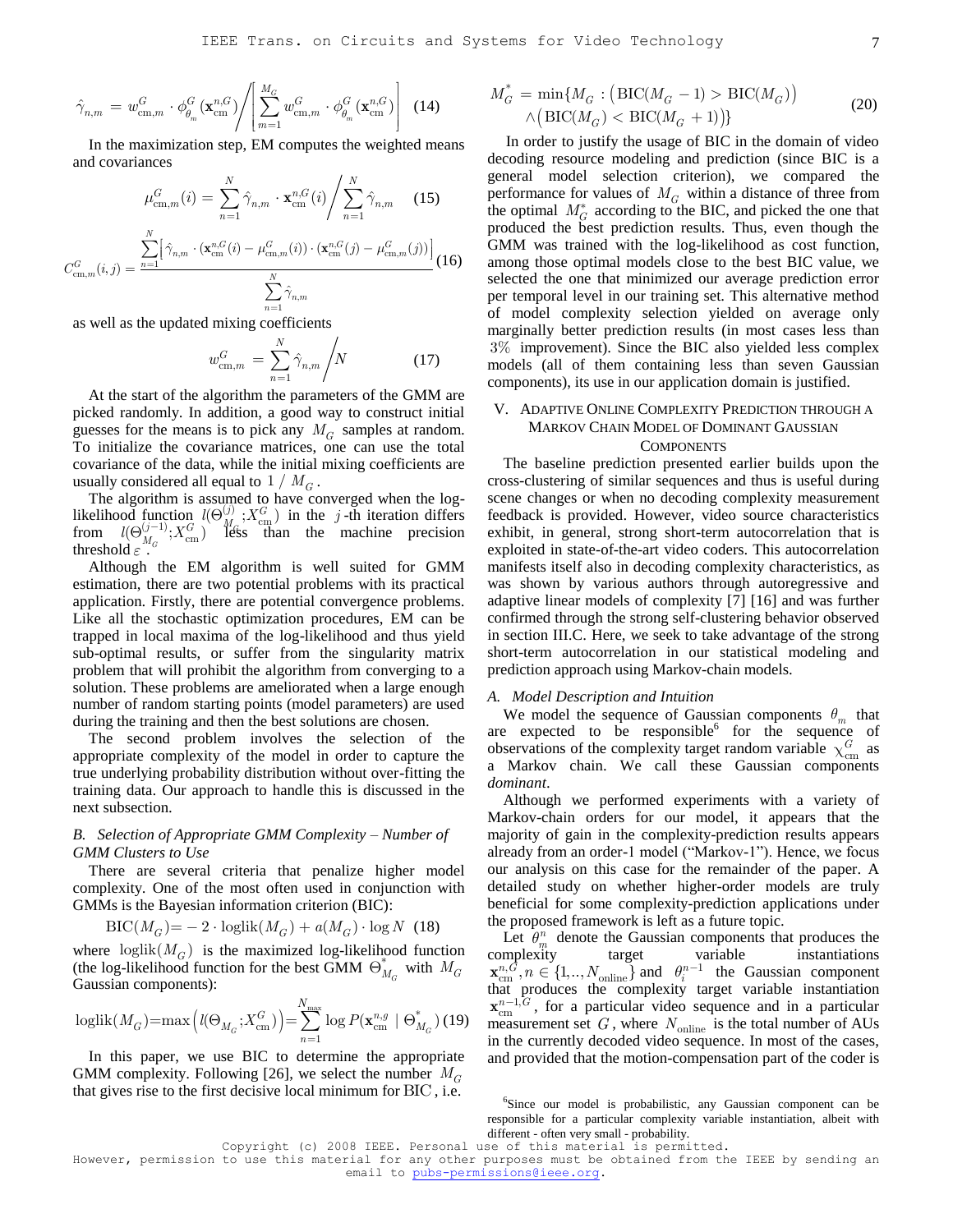$$\hat{\gamma}_{n,m} = w_{\text{cm},m}^G \cdot \phi_{\theta_m}^G(\mathbf{x}_{\text{cm}}^{n,G}) \Bigg/ \left[ \sum_{m=1}^{M_G} w_{\text{cm},m}^G \cdot \phi_{\theta_m}^G(\mathbf{x}_{\text{cm}}^{n,G}) \right] \quad (14)$$

In the maximization step, EM computes the weighted means and covariances

$$\mu_{\text{cm},m}^G(i) = \sum_{n=1}^{N} \hat{\gamma}_{n,m} \cdot \mathbf{x}_{\text{cm}}^{n,G}(i) \Bigg/ \sum_{n=1}^{N} \hat{\gamma}_{n,m} \quad (15)$$

$$C_{\text{cm},m}^G(i,j) = \frac{\sum_{n=1}^{N} \left[ \hat{\gamma}_{n,m} \cdot (\mathbf{x}_{\text{cm}}^{n,G}(i) - \mu_{\text{cm},m}^G(i)) \cdot (\mathbf{x}_{\text{cm}}^{n,G}(j) - \mu_{\text{cm},m}^G(j)) \right]}{\sum_{n=1}^{N} \hat{\gamma}_{n,m}} \quad (16)$$

as well as the updated mixing coefficients

$$w_{\text{cm},m}^G = \sum_{n=1}^{N} \hat{\gamma}_{n,m} \Bigg/ N \quad (17)$$

At the start of the algorithm the parameters of the GMM are picked randomly. In addition, a good way to construct initial guesses for the means is to pick any $M_G$ samples at random. To initialize the covariance matrices, one can use the total covariance of the data, while the initial mixing coefficients are usually considered all equal to $1 / M_G$.

The algorithm is assumed to have converged when the log-likelihood function $l(\Theta_{M_G}^{(j)}; X_{\text{cm}}^G)$ in the $j$-th iteration differs from $l(\Theta_{M_G}^{(j-1)}; X_{\text{cm}}^G)$ less than the machine precision threshold $\varepsilon$.

Although the EM algorithm is well suited for GMM estimation, there are two potential problems with its practical application. Firstly, there are potential convergence problems. Like all the stochastic optimization procedures, EM can be trapped in local maxima of the log-likelihood and thus yield sub-optimal results, or suffer from the singularity matrix problem that will prohibit the algorithm from converging to a solution. These problems are ameliorated when a large enough number of random starting points (model parameters) are used during the training and then the best solutions are chosen.

The second problem involves the selection of the appropriate complexity of the model in order to capture the true underlying probability distribution without over-fitting the training data. Our approach to handle this is discussed in the next subsection.

### *B. Selection of Appropriate GMM Complexity – Number of GMM Clusters to Use*

There are several criteria that penalize higher model complexity. One of the most often used in conjunction with GMMs is the Bayesian information criterion (BIC):

$$\text{BIC}(M_G) = -2 \cdot \text{loglik}(M_G) + a(M_G) \cdot \log N \quad (18)$$

where $\text{loglik}(M_G)$ is the maximized log-likelihood function (the log-likelihood function for the best GMM $\Theta_{M_G}^*$ with $M_G$ Gaussian components):

$$\text{loglik}(M_G) = \max\left( l(\Theta_{M_G}; X_{\text{cm}}^G) \right) = \sum_{n=1}^{N_{\max}} \log P(\mathbf{x}_{\text{cm}}^{n,g} \mid \Theta_{M_G}^*) \quad (19)$$

In this paper, we use BIC to determine the appropriate GMM complexity. Following [26], we select the number $M_G$ that gives rise to the first decisive local minimum for BIC, i.e.

$$M_G^* = \min\{M_G : \left(\text{BIC}(M_G - 1) > \text{BIC}(M_G)\right) \wedge \left(\text{BIC}(M_G) < \text{BIC}(M_G + 1)\right)\} \quad (20)$$

In order to justify the usage of BIC in the domain of video decoding resource modeling and prediction (since BIC is a general model selection criterion), we compared the performance for values of $M_G$ within a distance of three from the optimal $M_G^*$ according to the BIC, and picked the one that produced the best prediction results. Thus, even though the GMM was trained with the log-likelihood as cost function, among those optimal models close to the best BIC value, we selected the one that minimized our average prediction error per temporal level in our training set. This alternative method of model complexity selection yielded on average only marginally better prediction results (in most cases less than $3\%$ improvement). Since the BIC also yielded less complex models (all of them containing less than seven Gaussian components), its use in our application domain is justified.

## V. Adaptive Online Complexity Prediction through a Markov Chain Model of Dominant Gaussian Components

The baseline prediction presented earlier builds upon the cross-clustering of similar sequences and thus is useful during scene changes or when no decoding complexity measurement feedback is provided. However, video source characteristics exhibit, in general, strong short-term autocorrelation that is exploited in state-of-the-art video coders. This autocorrelation manifests itself also in decoding complexity characteristics, as was shown by various authors through autoregressive and adaptive linear models of complexity [7] [16] and was further confirmed through the strong self-clustering behavior observed in section III.C. Here, we seek to take advantage of the strong short-term autocorrelation in our statistical modeling and prediction approach using Markov-chain models.

### *A. Model Description and Intuition*

We model the sequence of Gaussian components $\theta_m$ that are expected to be responsible[6] for the sequence of observations of the complexity target random variable $\chi_{\text{cm}}^G$ as a Markov chain. We call these Gaussian components *dominant*.

Although we performed experiments with a variety of Markov-chain orders for our model, it appears that the majority of gain in the complexity-prediction results appears already from an order-1 model ("Markov-1"). Hence, we focus our analysis on this case for the remainder of the paper. A detailed study on whether higher-order models are truly beneficial for some complexity-prediction applications under the proposed framework is left as a future topic.

Let $\theta_m^n$ denote the Gaussian components that produces the complexity target variable instantiations $\mathbf{x}_{\text{cm}}^{n,G}, n \in \{1,..,N_{\text{online}}\}$ and $\theta_i^{n-1}$ the Gaussian component that produces the complexity target variable instantiation $\mathbf{x}_{\text{cm}}^{n-1,G}$, for a particular video sequence and in a particular measurement set $G$, where $N_{\text{online}}$ is the total number of AUs in the currently decoded video sequence. In most of the cases, and provided that the motion-compensation part of the coder is

[6] Since our model is probabilistic, any Gaussian component can be responsible for a particular complexity variable instantiation, albeit with different - often very small - probability.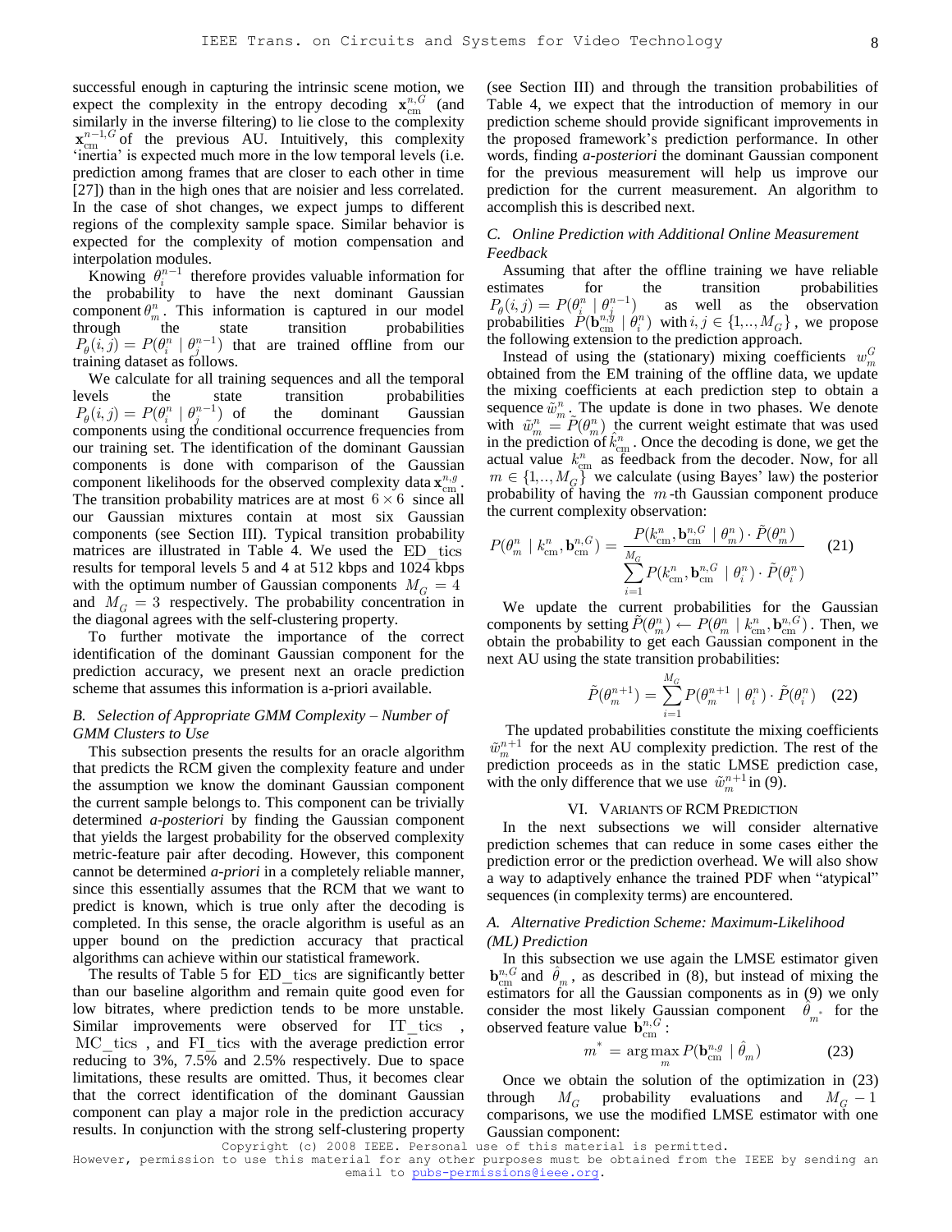successful enough in capturing the intrinsic scene motion, we expect the complexity in the entropy decoding $\mathbf{x}_{\text{cm}}^{n,G}$ (and similarly in the inverse filtering) to lie close to the complexity $\mathbf{x}_{\text{cm}}^{n-1,G}$ of the previous AU. Intuitively, this complexity 'inertia' is expected much more in the low temporal levels (i.e. prediction among frames that are closer to each other in time [27]) than in the high ones that are noisier and less correlated. In the case of shot changes, we expect jumps to different regions of the complexity sample space. Similar behavior is expected for the complexity of motion compensation and interpolation modules.

Knowing $\theta_i^{n-1}$ therefore provides valuable information for the probability to have the next dominant Gaussian component $\theta_m^n$. This information is captured in our model through the state transition probabilities $P_\theta(i,j) = P(\theta_i^n \mid \theta_j^{n-1})$ that are trained offline from our training dataset as follows.

We calculate for all training sequences and all the temporal levels the state transition probabilities $P_\theta(i,j) = P(\theta_i^n \mid \theta_j^{n-1})$ of the dominant Gaussian components using the conditional occurrence frequencies from our training set. The identification of the dominant Gaussian components is done with comparison of the Gaussian component likelihoods for the observed complexity data $\mathbf{x}_{\text{cm}}^{n,g}$. The transition probability matrices are at most $6 \times 6$ since all our Gaussian mixtures contain at most six Gaussian components (see Section III). Typical transition probability matrices are illustrated in Table 4. We used the $\text{ED\_tics}$ results for temporal levels 5 and 4 at 512 kbps and 1024 kbps with the optimum number of Gaussian components $M_G = 4$ and $M_G = 3$ respectively. The probability concentration in the diagonal agrees with the self-clustering property.

To further motivate the importance of the correct identification of the dominant Gaussian component for the prediction accuracy, we present next an oracle prediction scheme that assumes this information is a-priori available.

### *B. Selection of Appropriate GMM Complexity – Number of GMM Clusters to Use*

This subsection presents the results for an oracle algorithm that predicts the RCM given the complexity feature and under the assumption we know the dominant Gaussian component the current sample belongs to. This component can be trivially determined *a-posteriori* by finding the Gaussian component that yields the largest probability for the observed complexity metric-feature pair after decoding. However, this component cannot be determined *a-priori* in a completely reliable manner, since this essentially assumes that the RCM that we want to predict is known, which is true only after the decoding is completed. In this sense, the oracle algorithm is useful as an upper bound on the prediction accuracy that practical algorithms can achieve within our statistical framework.

The results of Table 5 for $\text{ED\_tics}$ are significantly better than our baseline algorithm and remain quite good even for low bitrates, where prediction tends to be more unstable. Similar improvements were observed for $\text{IT\_tics}$, $\text{MC\_tics}$, and $\text{FI\_tics}$ with the average prediction error reducing to 3%, 7.5% and 2.5% respectively. Due to space limitations, these results are omitted. Thus, it becomes clear that the correct identification of the dominant Gaussian component can play a major role in the prediction accuracy results. In conjunction with the strong self-clustering property (see Section III) and through the transition probabilities of Table 4, we expect that the introduction of memory in our prediction scheme should provide significant improvements in the proposed framework's prediction performance. In other words, finding *a-posteriori* the dominant Gaussian component for the previous measurement will help us improve our prediction for the current measurement. An algorithm to accomplish this is described next.

### *C. Online Prediction with Additional Online Measurement Feedback*

Assuming that after the offline training we have reliable estimates for the transition probabilities $P_\theta(i,j) = P(\theta_i^n \mid \theta_j^{n-1})$ as well as the observation probabilities $P(\mathbf{b}_{\text{cm}}^{n,g} \mid \theta_i^n)$ with $i,j \in \{1,..,M_G\}$, we propose the following extension to the prediction approach.

Instead of using the (stationary) mixing coefficients $w_m^G$ obtained from the EM training of the offline data, we update the mixing coefficients at each prediction step to obtain a sequence $\tilde{w}_m^n$. The update is done in two phases. We denote with $\tilde{w}_m^n = \tilde{P}(\theta_m^n)$ the current weight estimate that was used in the prediction of $\hat{k}_{\text{cm}}^n$. Once the decoding is done, we get the actual value $k_{\text{cm}}^n$ as feedback from the decoder. Now, for all $m \in \{1,..,M_G\}$ we calculate (using Bayes' law) the posterior probability of having the $m$-th Gaussian component produce the current complexity observation:

$$P(\theta_m^n \mid k_{\text{cm}}^n, \mathbf{b}_{\text{cm}}^{n,G}) = \frac{P(k_{\text{cm}}^n, \mathbf{b}_{\text{cm}}^{n,G} \mid \theta_m^n) \cdot \tilde{P}(\theta_m^n)}{\sum_{i=1}^{M_G} P(k_{\text{cm}}^n, \mathbf{b}_{\text{cm}}^{n,G} \mid \theta_i^n) \cdot \tilde{P}(\theta_i^n)} \quad (21)$$

We update the current probabilities for the Gaussian components by setting $\tilde{P}(\theta_m^n) \leftarrow P(\theta_m^n \mid k_{\text{cm}}^n, \mathbf{b}_{\text{cm}}^{n,G})$. Then, we obtain the probability to get each Gaussian component in the next AU using the state transition probabilities:

$$\tilde{P}(\theta_m^{n+1}) = \sum_{i=1}^{M_G} P(\theta_m^{n+1} \mid \theta_i^n) \cdot \tilde{P}(\theta_i^n) \quad (22)$$

The updated probabilities constitute the mixing coefficients $\tilde{w}_m^{n+1}$ for the next AU complexity prediction. The rest of the prediction proceeds as in the static LMSE prediction case, with the only difference that we use $\tilde{w}_m^{n+1}$ in (9).

## VI. Variants of RCM Prediction

In the next subsections we will consider alternative prediction schemes that can reduce in some cases either the prediction error or the prediction overhead. We will also show a way to adaptively enhance the trained PDF when "atypical" sequences (in complexity terms) are encountered.

### *A. Alternative Prediction Scheme: Maximum-Likelihood (ML) Prediction*

In this subsection we use again the LMSE estimator given $\mathbf{b}_{\text{cm}}^{n,G}$ and $\hat{\theta}_m$, as described in (8), but instead of mixing the estimators for all the Gaussian components as in (9) we only consider the most likely Gaussian component $\hat{\theta}_{m^*}$ for the observed feature value $\mathbf{b}_{\text{cm}}^{n,G}$:

$$m^* = \arg\max_m P(\mathbf{b}_{\text{cm}}^{n,g} \mid \hat{\theta}_m) \quad (23)$$

Once we obtain the solution of the optimization in (23) through $M_G$ probability evaluations and $M_G - 1$ comparisons, we use the modified LMSE estimator with one Gaussian component: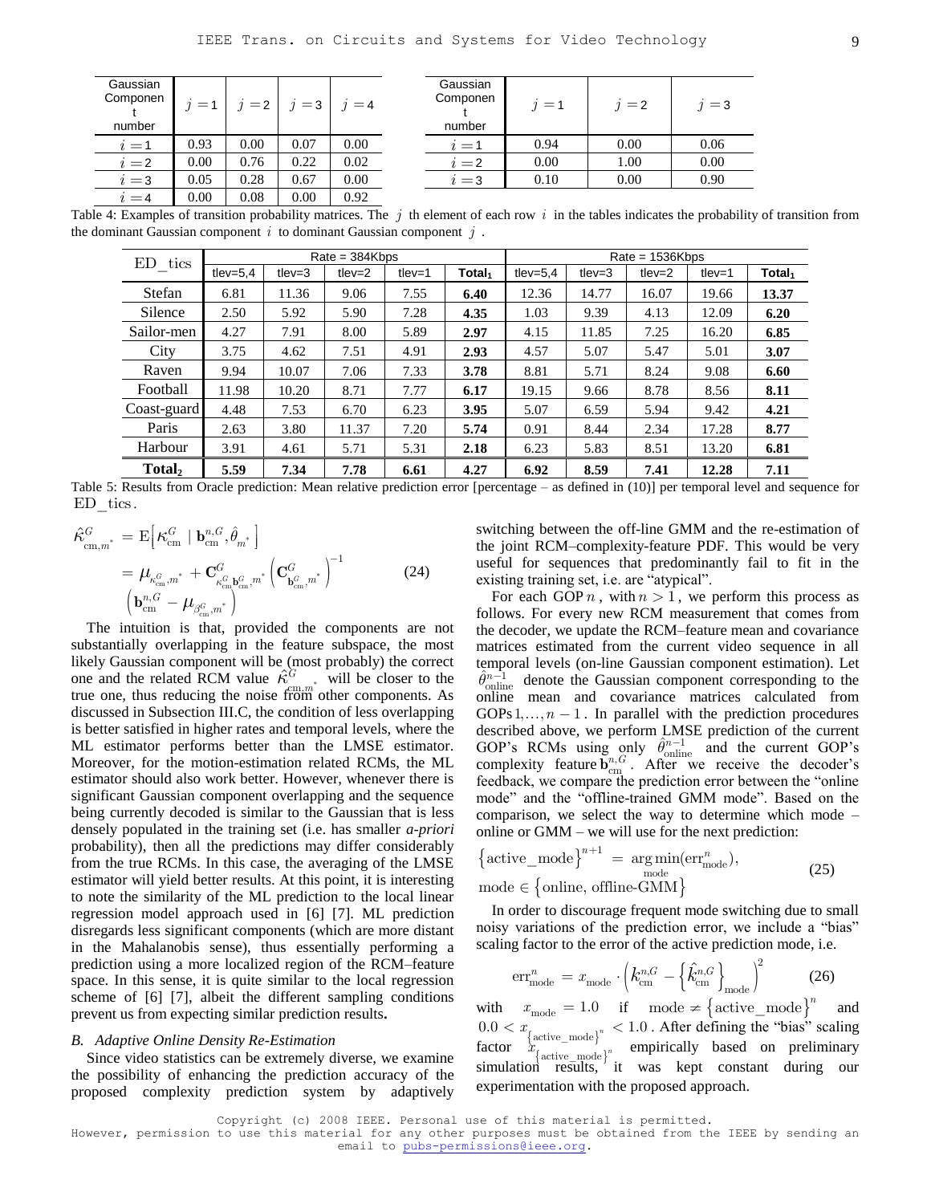| Gaussian Component number | $j=1$ | $j=2$ | $j=3$ | $j=4$ |
|---|---|---|---|---|
| $i=1$ | 0.93 | 0.00 | 0.07 | 0.00 |
| $i=2$ | 0.00 | 0.76 | 0.22 | 0.02 |
| $i=3$ | 0.05 | 0.28 | 0.67 | 0.00 |
| $i=4$ | 0.00 | 0.08 | 0.00 | 0.92 |

| Gaussian Component number | $j=1$ | $j=2$ | $j=3$ |
|---|---|---|---|
| $i=1$ | 0.94 | 0.00 | 0.06 |
| $i=2$ | 0.00 | 1.00 | 0.00 |
| $i=3$ | 0.10 | 0.00 | 0.90 |

Table 4: Examples of transition probability matrices. The $j$ th element of each row $i$ in the tables indicates the probability of transition from the dominant Gaussian component $i$ to dominant Gaussian component $j$.

| ED_tics | Rate = 384Kbps | | | | | Rate = 1536Kbps | | | | |
|---|---|---|---|---|---|---|---|---|---|---|
| | tlev=5,4 | tlev=3 | tlev=2 | tlev=1 | **Total$_1$** | tlev=5,4 | tlev=3 | tlev=2 | tlev=1 | **Total$_1$** |
| Stefan | 6.81 | 11.36 | 9.06 | 7.55 | **6.40** | 12.36 | 14.77 | 16.07 | 19.66 | **13.37** |
| Silence | 2.50 | 5.92 | 5.90 | 7.28 | **4.35** | 1.03 | 9.39 | 4.13 | 12.09 | **6.20** |
| Sailor-men | 4.27 | 7.91 | 8.00 | 5.89 | **2.97** | 4.15 | 11.85 | 7.25 | 16.20 | **6.85** |
| City | 3.75 | 4.62 | 7.51 | 4.91 | **2.93** | 4.57 | 5.07 | 5.47 | 5.01 | **3.07** |
| Raven | 9.94 | 10.07 | 7.06 | 7.33 | **3.78** | 8.81 | 5.71 | 8.24 | 9.08 | **6.60** |
| Football | 11.98 | 10.20 | 8.71 | 7.77 | **6.17** | 19.15 | 9.66 | 8.78 | 8.56 | **8.11** |
| Coast-guard | 4.48 | 7.53 | 6.70 | 6.23 | **3.95** | 5.07 | 6.59 | 5.94 | 9.42 | **4.21** |
| Paris | 2.63 | 3.80 | 11.37 | 7.20 | **5.74** | 0.91 | 8.44 | 2.34 | 17.28 | **8.77** |
| Harbour | 3.91 | 4.61 | 5.71 | 5.31 | **2.18** | 6.23 | 5.83 | 8.51 | 13.20 | **6.81** |
| **Total$_2$** | **5.59** | **7.34** | **7.78** | **6.61** | **4.27** | **6.92** | **8.59** | **7.41** | **12.28** | **7.11** |

Table 5: Results from Oracle prediction: Mean relative prediction error [percentage – as defined in (10)] per temporal level and sequence for ED_tics.

$$\hat{\kappa}^G_{\mathrm{cm},m^*} = \mathrm{E}\left[\kappa^G_{\mathrm{cm}} \mid \mathbf{b}^{n,G}_{\mathrm{cm}}, \hat{\theta}_{m^*}\right] = \mu_{\kappa^G_{\mathrm{cm}},m^*} + \mathbf{C}^G_{\kappa^G_{\mathrm{cm}}\mathbf{b}^G_{\mathrm{cm}},m^*}\left(\mathbf{C}^G_{\mathbf{b}^G_{\mathrm{cm}},m^*}\right)^{-1}\left(\mathbf{b}^{n,G}_{\mathrm{cm}} - \mu_{\beta^G_{\mathrm{cm}},m^*}\right) \quad (24)$$

The intuition is that, provided the components are not substantially overlapping in the feature subspace, the most likely Gaussian component will be (most probably) the correct one and the related RCM value $\hat{\kappa}^G_{\mathrm{cm},m^*}$ will be closer to the true one, thus reducing the noise from other components. As discussed in Subsection III.C, the condition of less overlapping is better satisfied in higher rates and temporal levels, where the ML estimator performs better than the LMSE estimator. Moreover, for the motion-estimation related RCMs, the ML estimator should also work better. However, whenever there is significant Gaussian component overlapping and the sequence being currently decoded is similar to the Gaussian that is less densely populated in the training set (i.e. has smaller *a-priori* probability), then all the predictions may differ considerably from the true RCMs. In this case, the averaging of the LMSE estimator will yield better results. At this point, it is interesting to note the similarity of the ML prediction to the local linear regression model approach used in [6] [7]. ML prediction disregards less significant components (which are more distant in the Mahalanobis sense), thus essentially performing a prediction using a more localized region of the RCM–feature space. In this sense, it is quite similar to the local regression scheme of [6] [7], albeit the different sampling conditions prevent us from expecting similar prediction results**.**

### *B. Adaptive Online Density Re-Estimation*

Since video statistics can be extremely diverse, we examine the possibility of enhancing the prediction accuracy of the proposed complexity prediction system by adaptively switching between the off-line GMM and the re-estimation of the joint RCM–complexity-feature PDF. This would be very useful for sequences that predominantly fail to fit in the existing training set, i.e. are "atypical".

For each GOP $n$, with $n > 1$, we perform this process as follows. For every new RCM measurement that comes from the decoder, we update the RCM–feature mean and covariance matrices estimated from the current video sequence in all temporal levels (on-line Gaussian component estimation). Let $\hat{\theta}^{n-1}_{\mathrm{online}}$ denote the Gaussian component corresponding to the online mean and covariance matrices calculated from GOPs $1,\ldots,n-1$. In parallel with the prediction procedures described above, we perform LMSE prediction of the current GOP's RCMs using only $\hat{\theta}^{n-1}_{\mathrm{online}}$ and the current GOP's complexity feature $\mathbf{b}^{n,G}_{\mathrm{cm}}$. After we receive the decoder's feedback, we compare the prediction error between the "online mode" and the "offline-trained GMM mode". Based on the comparison, we select the mode to determine which mode – online or GMM – we will use for the next prediction:

$$\left\{\text{active\_mode}\right\}^{n+1} = \arg\min_{\text{mode}}(\text{err}^n_{\text{mode}}), \quad \text{mode} \in \left\{\text{online, offline-GMM}\right\} \quad (25)$$

In order to discourage frequent mode switching due to small noisy variations of the prediction error, we include a "bias" scaling factor to the error of the active prediction mode, i.e.

$$\text{err}^n_{\text{mode}} = x_{\text{mode}} \cdot \left(k^{n,G}_{\mathrm{cm}} - \left\{\hat{k}^{n,G}_{\mathrm{cm}}\right\}_{\text{mode}}\right)^2 \quad (26)$$

with $x_{\text{mode}} = 1.0$ if $\text{mode} \neq \left\{\text{active\_mode}\right\}^n$ and $0.0 < x_{\left\{\text{active\_mode}\right\}^n} < 1.0$. After defining the "bias" scaling factor $x_{\left\{\text{active\_mode}\right\}^n}$ empirically based on preliminary simulation results, it was kept constant during our experimentation with the proposed approach.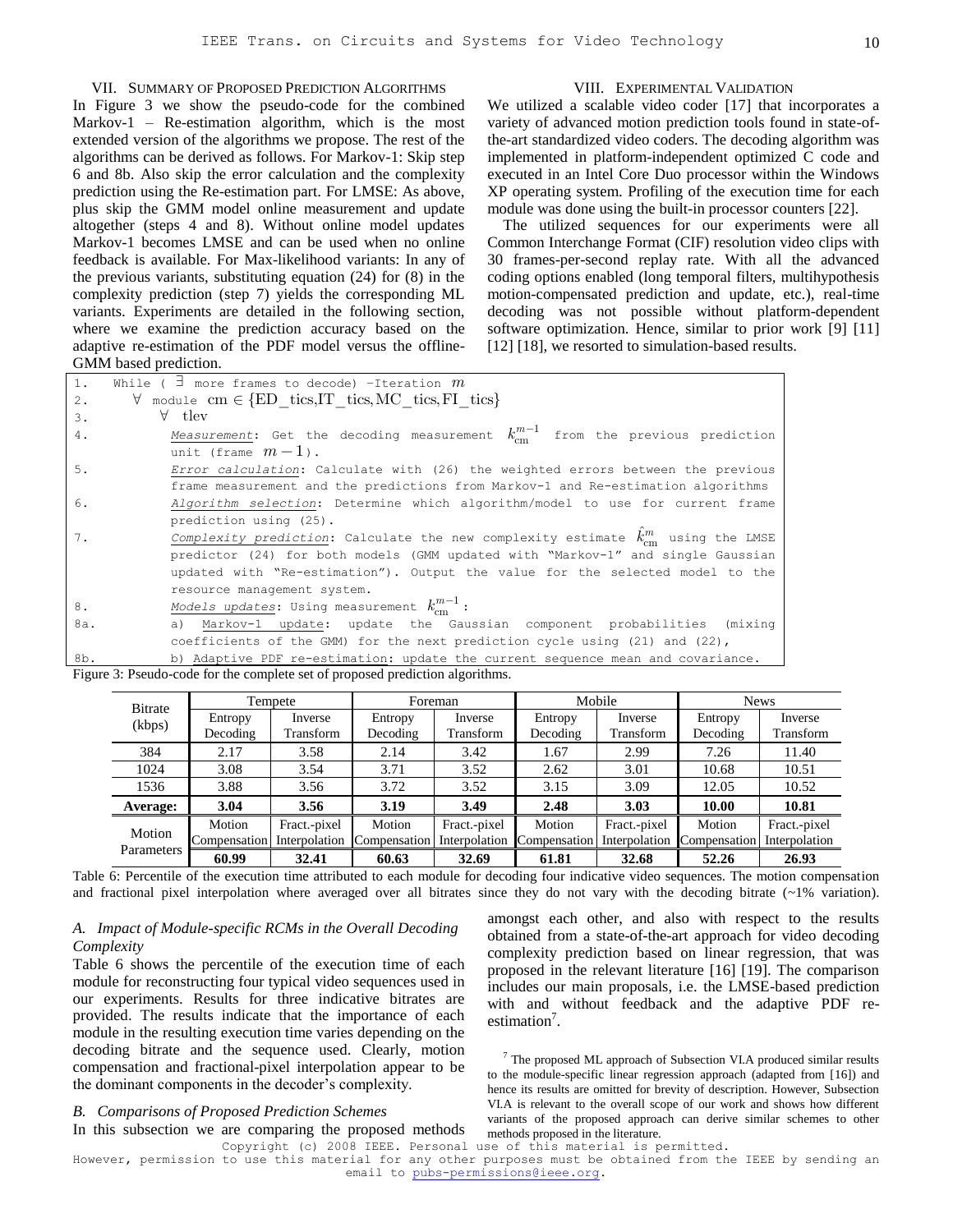## VII. Summary of Proposed Prediction Algorithms

In Figure 3 we show the pseudo-code for the combined Markov-1 – Re-estimation algorithm, which is the most extended version of the algorithms we propose. The rest of the algorithms can be derived as follows. For Markov-1: Skip step 6 and 8b. Also skip the error calculation and the complexity prediction using the Re-estimation part. For LMSE: As above, plus skip the GMM model online measurement and update altogether (steps 4 and 8). Without online model updates Markov-1 becomes LMSE and can be used when no online feedback is available. For Max-likelihood variants: In any of the previous variants, substituting equation (24) for (8) in the complexity prediction (step 7) yields the corresponding ML variants. Experiments are detailed in the following section, where we examine the prediction accuracy based on the adaptive re-estimation of the PDF model versus the offline-GMM based prediction.

```
1.    While ( ∃ more frames to decode) –Iteration m
2.       ∀ module cm ∈ {ED_tics,IT_tics,MC_tics,FI_tics}
3.          ∀ tlev
4.             Measurement: Get the decoding measurement k_cm^{m-1} from the previous prediction
               unit (frame m-1).
5.             Error calculation: Calculate with (26) the weighted errors between the previous
               frame measurement and the predictions from Markov-1 and Re-estimation algorithms
6.             Algorithm selection: Determine which algorithm/model to use for current frame
               prediction using (25).
7.             Complexity prediction: Calculate the new complexity estimate k̂_cm^m using the LMSE
               predictor (24) for both models (GMM updated with "Markov-1" and single Gaussian
               updated with "Re-estimation"). Output the value for the selected model to the
               resource management system.
8.             Models updates: Using measurement k_cm^{m-1}:
8a.            a) Markov-1 update: update the Gaussian component probabilities (mixing
               coefficients of the GMM) for the next prediction cycle using (21) and (22),
8b.            b) Adaptive PDF re-estimation: update the current sequence mean and covariance.
```

Figure 3: Pseudo-code for the complete set of proposed prediction algorithms.

## VIII. Experimental Validation

We utilized a scalable video coder [17] that incorporates a variety of advanced motion prediction tools found in state-of-the-art standardized video coders. The decoding algorithm was implemented in platform-independent optimized C code and executed in an Intel Core Duo processor within the Windows XP operating system. Profiling of the execution time for each module was done using the built-in processor counters [22].

The utilized sequences for our experiments were all Common Interchange Format (CIF) resolution video clips with 30 frames-per-second replay rate. With all the advanced coding options enabled (long temporal filters, multihypothesis motion-compensated prediction and update, etc.), real-time decoding was not possible without platform-dependent software optimization. Hence, similar to prior work [9] [11] [12] [18], we resorted to simulation-based results.

| Bitrate (kbps) | Tempete | | Foreman | | Mobile | | News | |
|---|---|---|---|---|---|---|---|---|
| | Entropy Decoding | Inverse Transform | Entropy Decoding | Inverse Transform | Entropy Decoding | Inverse Transform | Entropy Decoding | Inverse Transform |
| 384 | 2.17 | 3.58 | 2.14 | 3.42 | 1.67 | 2.99 | 7.26 | 11.40 |
| 1024 | 3.08 | 3.54 | 3.71 | 3.52 | 2.62 | 3.01 | 10.68 | 10.51 |
| 1536 | 3.88 | 3.56 | 3.72 | 3.52 | 3.15 | 3.09 | 12.05 | 10.52 |
| **Average:** | **3.04** | **3.56** | **3.19** | **3.49** | **2.48** | **3.03** | **10.00** | **10.81** |
| Motion Parameters | Motion Compensation | Fract.-pixel Interpolation | Motion Compensation | Fract.-pixel Interpolation | Motion Compensation | Fract.-pixel Interpolation | Motion Compensation | Fract.-pixel Interpolation |
| | **60.99** | **32.41** | **60.63** | **32.69** | **61.81** | **32.68** | **52.26** | **26.93** |

Table 6: Percentile of the execution time attributed to each module for decoding four indicative video sequences. The motion compensation and fractional pixel interpolation where averaged over all bitrates since they do not vary with the decoding bitrate (~1% variation).

### A. Impact of Module-specific RCMs in the Overall Decoding Complexity

Table 6 shows the percentile of the execution time of each module for reconstructing four typical video sequences used in our experiments. Results for three indicative bitrates are provided. The results indicate that the importance of each module in the resulting execution time varies depending on the decoding bitrate and the sequence used. Clearly, motion compensation and fractional-pixel interpolation appear to be the dominant components in the decoder's complexity.

### B. Comparisons of Proposed Prediction Schemes

In this subsection we are comparing the proposed methods amongst each other, and also with respect to the results obtained from a state-of-the-art approach for video decoding complexity prediction based on linear regression, that was proposed in the relevant literature [16] [19]. The comparison includes our main proposals, i.e. the LMSE-based prediction with and without feedback and the adaptive PDF re-estimation[7].

[7] The proposed ML approach of Subsection VI.A produced similar results to the module-specific linear regression approach (adapted from [16]) and hence its results are omitted for brevity of description. However, Subsection VI.A is relevant to the overall scope of our work and shows how different variants of the proposed approach can derive similar schemes to other methods proposed in the literature.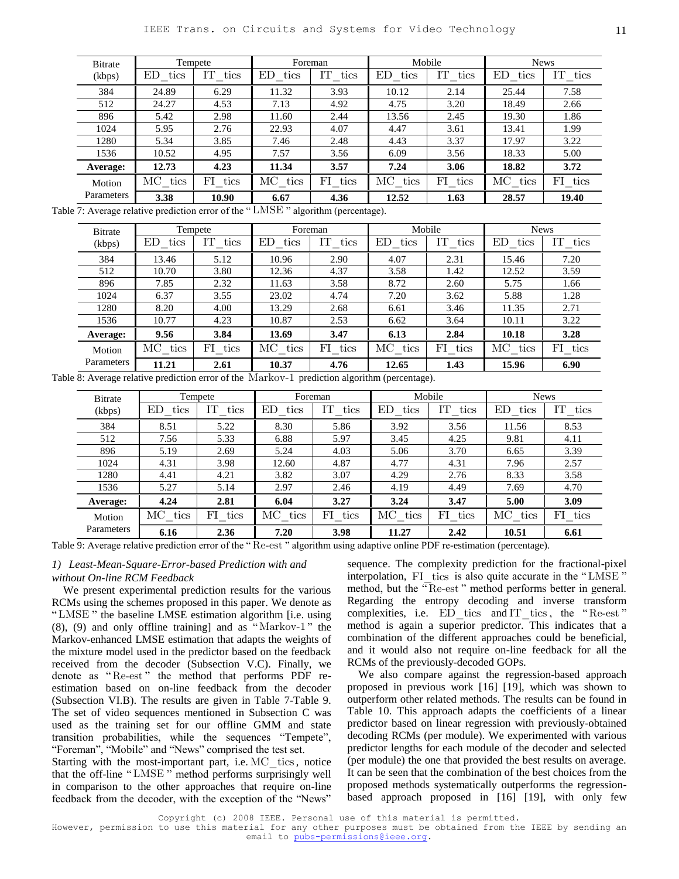| Bitrate (kbps) | Tempete | | Foreman | | Mobile | | News | |
|---|---|---|---|---|---|---|---|---|
| | $\mathrm{ED\_tics}$ | $\mathrm{IT\_tics}$ | $\mathrm{ED\_tics}$ | $\mathrm{IT\_tics}$ | $\mathrm{ED\_tics}$ | $\mathrm{IT\_tics}$ | $\mathrm{ED\_tics}$ | $\mathrm{IT\_tics}$ |
| 384 | 24.89 | 6.29 | 11.32 | 3.93 | 10.12 | 2.14 | 25.44 | 7.58 |
| 512 | 24.27 | 4.53 | 7.13 | 4.92 | 4.75 | 3.20 | 18.49 | 2.66 |
| 896 | 5.42 | 2.98 | 11.60 | 2.44 | 13.56 | 2.45 | 19.30 | 1.86 |
| 1024 | 5.95 | 2.76 | 22.93 | 4.07 | 4.47 | 3.61 | 13.41 | 1.99 |
| 1280 | 5.34 | 3.85 | 7.46 | 2.48 | 4.43 | 3.37 | 17.97 | 3.22 |
| 1536 | 10.52 | 4.95 | 7.57 | 3.56 | 6.09 | 3.56 | 18.33 | 5.00 |
| **Average:** | **12.73** | **4.23** | **11.34** | **3.57** | **7.24** | **3.06** | **18.82** | **3.72** |
| Motion Parameters | $\mathrm{MC\_tics}$ | $\mathrm{FI\_tics}$ | $\mathrm{MC\_tics}$ | $\mathrm{FI\_tics}$ | $\mathrm{MC\_tics}$ | $\mathrm{FI\_tics}$ | $\mathrm{MC\_tics}$ | $\mathrm{FI\_tics}$ |
| | **3.38** | **10.90** | **6.67** | **4.36** | **12.52** | **1.63** | **28.57** | **19.40** |

Table 7: Average relative prediction error of the "$\mathrm{LMSE}$" algorithm (percentage).

| Bitrate (kbps) | Tempete | | Foreman | | Mobile | | News | |
|---|---|---|---|---|---|---|---|---|
| | $\mathrm{ED\_tics}$ | $\mathrm{IT\_tics}$ | $\mathrm{ED\_tics}$ | $\mathrm{IT\_tics}$ | $\mathrm{ED\_tics}$ | $\mathrm{IT\_tics}$ | $\mathrm{ED\_tics}$ | $\mathrm{IT\_tics}$ |
| 384 | 13.46 | 5.12 | 10.96 | 2.90 | 4.07 | 2.31 | 15.46 | 7.20 |
| 512 | 10.70 | 3.80 | 12.36 | 4.37 | 3.58 | 1.42 | 12.52 | 3.59 |
| 896 | 7.85 | 2.32 | 11.63 | 3.58 | 8.72 | 2.60 | 5.75 | 1.66 |
| 1024 | 6.37 | 3.55 | 23.02 | 4.74 | 7.20 | 3.62 | 5.88 | 1.28 |
| 1280 | 8.20 | 4.00 | 13.29 | 2.68 | 6.61 | 3.46 | 11.35 | 2.71 |
| 1536 | 10.77 | 4.23 | 10.87 | 2.53 | 6.62 | 3.64 | 10.11 | 3.22 |
| **Average:** | **9.56** | **3.84** | **13.69** | **3.47** | **6.13** | **2.84** | **10.18** | **3.28** |
| Motion Parameters | $\mathrm{MC\_tics}$ | $\mathrm{FI\_tics}$ | $\mathrm{MC\_tics}$ | $\mathrm{FI\_tics}$ | $\mathrm{MC\_tics}$ | $\mathrm{FI\_tics}$ | $\mathrm{MC\_tics}$ | $\mathrm{FI\_tics}$ |
| | **11.21** | **2.61** | **10.37** | **4.76** | **12.65** | **1.43** | **15.96** | **6.90** |

Table 8: Average relative prediction error of the $\mathrm{Markov\text{-}1}$ prediction algorithm (percentage).

| Bitrate (kbps) | Tempete | | Foreman | | Mobile | | News | |
|---|---|---|---|---|---|---|---|---|
| | $\mathrm{ED\_tics}$ | $\mathrm{IT\_tics}$ | $\mathrm{ED\_tics}$ | $\mathrm{IT\_tics}$ | $\mathrm{ED\_tics}$ | $\mathrm{IT\_tics}$ | $\mathrm{ED\_tics}$ | $\mathrm{IT\_tics}$ |
| 384 | 8.51 | 5.22 | 8.30 | 5.86 | 3.92 | 3.56 | 11.56 | 8.53 |
| 512 | 7.56 | 5.33 | 6.88 | 5.97 | 3.45 | 4.25 | 9.81 | 4.11 |
| 896 | 5.19 | 2.69 | 5.24 | 4.03 | 5.06 | 3.70 | 6.65 | 3.39 |
| 1024 | 4.31 | 3.98 | 12.60 | 4.87 | 4.77 | 4.31 | 7.96 | 2.57 |
| 1280 | 4.41 | 4.21 | 3.82 | 3.07 | 4.29 | 2.76 | 8.33 | 3.58 |
| 1536 | 5.27 | 5.14 | 2.97 | 2.46 | 4.19 | 4.49 | 7.69 | 4.70 |
| **Average:** | **4.24** | **2.81** | **6.04** | **3.27** | **3.24** | **3.47** | **5.00** | **3.09** |
| Motion Parameters | $\mathrm{MC\_tics}$ | $\mathrm{FI\_tics}$ | $\mathrm{MC\_tics}$ | $\mathrm{FI\_tics}$ | $\mathrm{MC\_tics}$ | $\mathrm{FI\_tics}$ | $\mathrm{MC\_tics}$ | $\mathrm{FI\_tics}$ |
| | **6.16** | **2.36** | **7.20** | **3.98** | **11.27** | **2.42** | **10.51** | **6.61** |

Table 9: Average relative prediction error of the "$\mathrm{Re\text{-}est}$" algorithm using adaptive online PDF re-estimation (percentage).

### *1) Least-Mean-Square-Error-based Prediction with and without On-line RCM Feedback*

We present experimental prediction results for the various RCMs using the schemes proposed in this paper. We denote as "$\mathrm{LMSE}$" the baseline LMSE estimation algorithm [i.e. using (8), (9) and only offline training] and as "$\mathrm{Markov\text{-}1}$" the Markov-enhanced LMSE estimation that adapts the weights of the mixture model used in the predictor based on the feedback received from the decoder (Subsection V.C). Finally, we denote as "$\mathrm{Re\text{-}est}$" the method that performs PDF re-estimation based on on-line feedback from the decoder (Subsection VI.B). The results are given in Table 7-Table 9. The set of video sequences mentioned in Subsection C was used as the training set for our offline GMM and state transition probabilities, while the sequences "Tempete", "Foreman", "Mobile" and "News" comprised the test set.

Starting with the most-important part, i.e. $\mathrm{MC\_tics}$, notice that the off-line "$\mathrm{LMSE}$" method performs surprisingly well in comparison to the other approaches that require on-line feedback from the decoder, with the exception of the "News" sequence. The complexity prediction for the fractional-pixel interpolation, $\mathrm{FI\_tics}$ is also quite accurate in the "$\mathrm{LMSE}$" method, but the "$\mathrm{Re\text{-}est}$" method performs better in general. Regarding the entropy decoding and inverse transform complexities, i.e. $\mathrm{ED\_tics}$ and $\mathrm{IT\_tics}$, the "$\mathrm{Re\text{-}est}$" method is again a superior predictor. This indicates that a combination of the different approaches could be beneficial, and it would also not require on-line feedback for all the RCMs of the previously-decoded GOPs.

We also compare against the regression-based approach proposed in previous work [16] [19], which was shown to outperform other related methods. The results can be found in Table 10. This approach adapts the coefficients of a linear predictor based on linear regression with previously-obtained decoding RCMs (per module). We experimented with various predictor lengths for each module of the decoder and selected (per module) the one that provided the best results on average. It can be seen that the combination of the best choices from the proposed methods systematically outperforms the regression-based approach proposed in [16] [19], with only few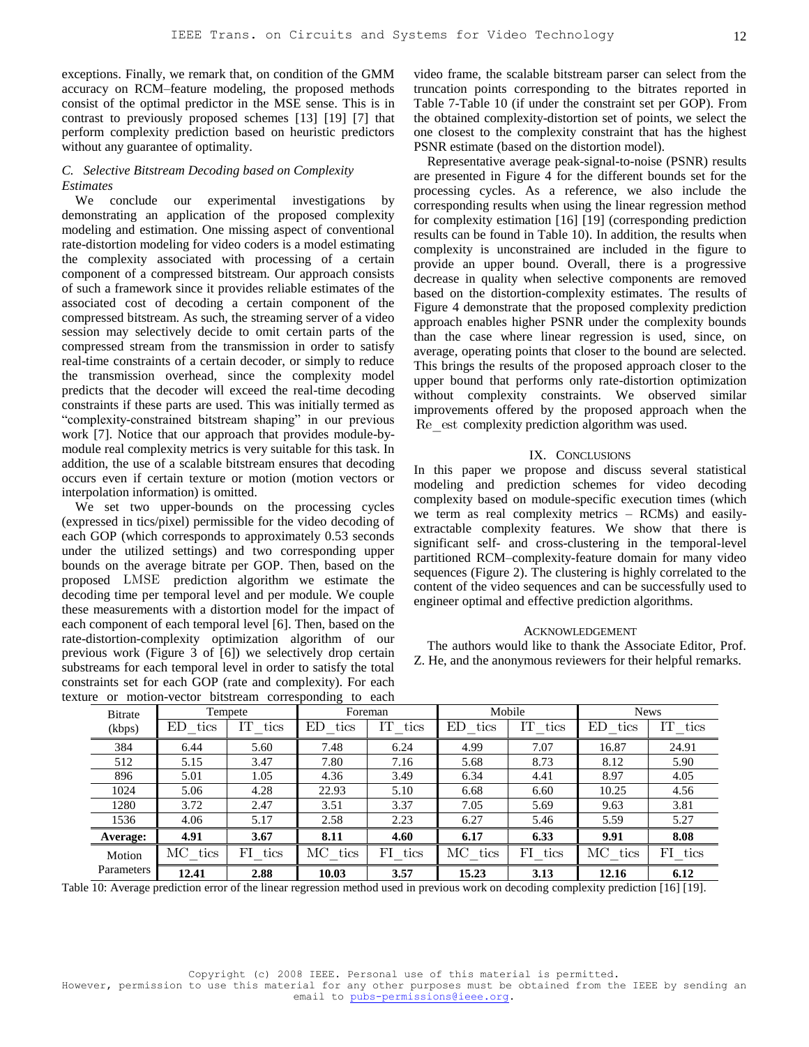exceptions. Finally, we remark that, on condition of the GMM accuracy on RCM–feature modeling, the proposed methods consist of the optimal predictor in the MSE sense. This is in contrast to previously proposed schemes [13] [19] [7] that perform complexity prediction based on heuristic predictors without any guarantee of optimality.

### *C. Selective Bitstream Decoding based on Complexity Estimates*

We conclude our experimental investigations by demonstrating an application of the proposed complexity modeling and estimation. One missing aspect of conventional rate-distortion modeling for video coders is a model estimating the complexity associated with processing of a certain component of a compressed bitstream. Our approach consists of such a framework since it provides reliable estimates of the associated cost of decoding a certain component of the compressed bitstream. As such, the streaming server of a video session may selectively decide to omit certain parts of the compressed stream from the transmission in order to satisfy real-time constraints of a certain decoder, or simply to reduce the transmission overhead, since the complexity model predicts that the decoder will exceed the real-time decoding constraints if these parts are used. This was initially termed as "complexity-constrained bitstream shaping" in our previous work [7]. Notice that our approach that provides module-by-module real complexity metrics is very suitable for this task. In addition, the use of a scalable bitstream ensures that decoding occurs even if certain texture or motion (motion vectors or interpolation information) is omitted.

We set two upper-bounds on the processing cycles (expressed in tics/pixel) permissible for the video decoding of each GOP (which corresponds to approximately 0.53 seconds under the utilized settings) and two corresponding upper bounds on the average bitrate per GOP. Then, based on the proposed $\mathrm{LMSE}$ prediction algorithm we estimate the decoding time per temporal level and per module. We couple these measurements with a distortion model for the impact of each component of each temporal level [6]. Then, based on the rate-distortion-complexity optimization algorithm of our previous work (Figure 3 of [6]) we selectively drop certain substreams for each temporal level in order to satisfy the total constraints set for each GOP (rate and complexity). For each texture or motion-vector bitstream corresponding to each video frame, the scalable bitstream parser can select from the truncation points corresponding to the bitrates reported in Table 7-Table 10 (if under the constraint set per GOP). From the obtained complexity-distortion set of points, we select the one closest to the complexity constraint that has the highest PSNR estimate (based on the distortion model).

Representative average peak-signal-to-noise (PSNR) results are presented in Figure 4 for the different bounds set for the processing cycles. As a reference, we also include the corresponding results when using the linear regression method for complexity estimation [16] [19] (corresponding prediction results can be found in Table 10). In addition, the results when complexity is unconstrained are included in the figure to provide an upper bound. Overall, there is a progressive decrease in quality when selective components are removed based on the distortion-complexity estimates. The results of Figure 4 demonstrate that the proposed complexity prediction approach enables higher PSNR under the complexity bounds than the case where linear regression is used, since, on average, operating points that closer to the bound are selected. This brings the results of the proposed approach closer to the upper bound that performs only rate-distortion optimization without complexity constraints. We observed similar improvements offered by the proposed approach when the $\mathrm{Re\_est}$ complexity prediction algorithm was used.

## IX. Conclusions

In this paper we propose and discuss several statistical modeling and prediction schemes for video decoding complexity based on module-specific execution times (which we term as real complexity metrics – RCMs) and easily-extractable complexity features. We show that there is significant self- and cross-clustering in the temporal-level partitioned RCM–complexity-feature domain for many video sequences (Figure 2). The clustering is highly correlated to the content of the video sequences and can be successfully used to engineer optimal and effective prediction algorithms.

## Acknowledgement

The authors would like to thank the Associate Editor, Prof. Z. He, and the anonymous reviewers for their helpful remarks.

| Bitrate (kbps) | Tempete | | Foreman | | Mobile | | News | |
|---|---|---|---|---|---|---|---|---|
| | $\mathrm{ED\_tics}$ | $\mathrm{IT\_tics}$ | $\mathrm{ED\_tics}$ | $\mathrm{IT\_tics}$ | $\mathrm{ED\_tics}$ | $\mathrm{IT\_tics}$ | $\mathrm{ED\_tics}$ | $\mathrm{IT\_tics}$ |
| 384 | 6.44 | 5.60 | 7.48 | 6.24 | 4.99 | 7.07 | 16.87 | 24.91 |
| 512 | 5.15 | 3.47 | 7.80 | 7.16 | 5.68 | 8.73 | 8.12 | 5.90 |
| 896 | 5.01 | 1.05 | 4.36 | 3.49 | 6.34 | 4.41 | 8.97 | 4.05 |
| 1024 | 5.06 | 4.28 | 22.93 | 5.10 | 6.68 | 6.60 | 10.25 | 4.56 |
| 1280 | 3.72 | 2.47 | 3.51 | 3.37 | 7.05 | 5.69 | 9.63 | 3.81 |
| 1536 | 4.06 | 5.17 | 2.58 | 2.23 | 6.27 | 5.46 | 5.59 | 5.27 |
| **Average:** | **4.91** | **3.67** | **8.11** | **4.60** | **6.17** | **6.33** | **9.91** | **8.08** |
| Motion Parameters | $\mathrm{MC\_tics}$ | $\mathrm{FI\_tics}$ | $\mathrm{MC\_tics}$ | $\mathrm{FI\_tics}$ | $\mathrm{MC\_tics}$ | $\mathrm{FI\_tics}$ | $\mathrm{MC\_tics}$ | $\mathrm{FI\_tics}$ |
| | **12.41** | **2.88** | **10.03** | **3.57** | **15.23** | **3.13** | **12.16** | **6.12** |

Table 10: Average prediction error of the linear regression method used in previous work on decoding complexity prediction [16] [19].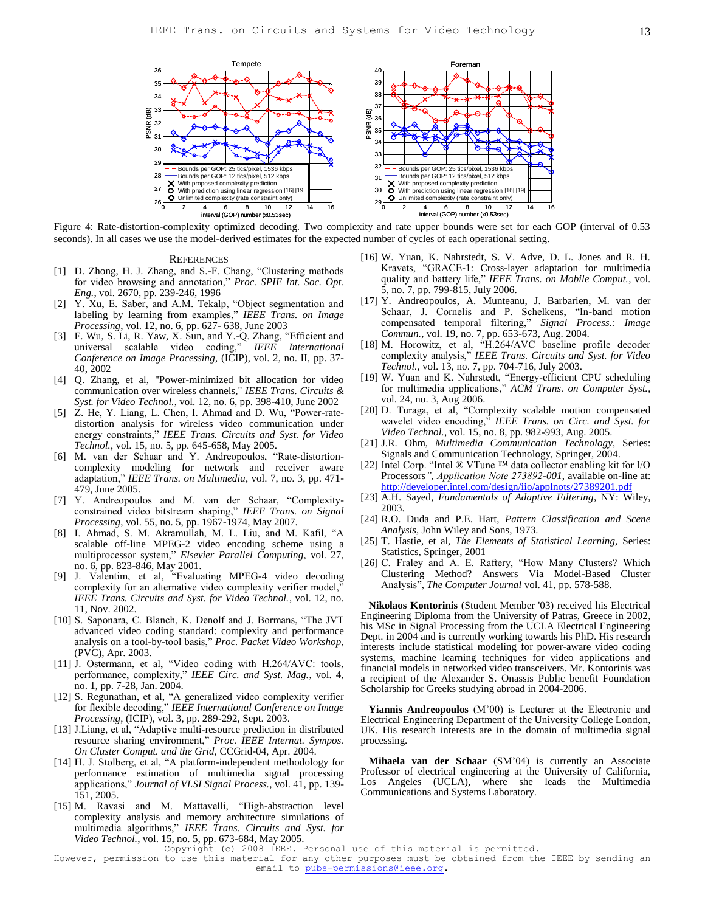Tempete

PSNR (dB)

36
35
34
33
32
31
30
29
28
27
26

0 2 4 6 8 10 12 14 16

interval (GOP) number (x0.53sec)

– – Bounds per GOP: 25 tics/pixel, 1536 kbps
—— Bounds per GOP: 12 tics/pixel, 512 kbps
X With proposed complexity prediction
O With prediction using linear regression [16] [19]
◇ Unlimited complexity (rate constraint only)

Foreman

PSNR (dB)

40
39
38
37
36
35
34
33
32
31
30
29

0 2 4 6 8 10 12 14 16

interval (GOP) number (x0.53sec)

– – Bounds per GOP: 25 tics/pixel, 1536 kbps
—— Bounds per GOP: 12 tics/pixel, 512 kbps
X With proposed complexity prediction
O With prediction using linear regression [16] [19]
◇ Unlimited complexity (rate constraint only)

Figure 4: Rate-distortion-complexity optimized decoding. Two complexity and rate upper bounds were set for each GOP (interval of 0.53 seconds). In all cases we use the model-derived estimates for the expected number of cycles of each operational setting.

## References

[1] D. Zhong, H. J. Zhang, and S.-F. Chang, "Clustering methods for video browsing and annotation," *Proc. SPIE Int. Soc. Opt. Eng.*, vol. 2670, pp. 239-246, 1996

[2] Y. Xu, E. Saber, and A.M. Tekalp, "Object segmentation and labeling by learning from examples," *IEEE Trans. on Image Processing*, vol. 12, no. 6, pp. 627- 638, June 2003

[3] F. Wu, S. Li, R. Yaw, X. Sun, and Y.-Q. Zhang, "Efficient and universal scalable video coding," *IEEE International Conference on Image Processing*, (ICIP), vol. 2, no. II, pp. 37-40, 2002

[4] Q. Zhang, et al, "Power-minimized bit allocation for video communication over wireless channels," *IEEE Trans. Circuits & Syst. for Video Technol.*, vol. 12, no. 6, pp. 398-410, June 2002

[5] Z. He, Y. Liang, L. Chen, I. Ahmad and D. Wu, "Power-rate-distortion analysis for wireless video communication under energy constraints," *IEEE Trans. Circuits and Syst. for Video Technol.*, vol. 15, no. 5, pp. 645-658, May 2005.

[6] M. van der Schaar and Y. Andreopoulos, "Rate-distortion-complexity modeling for network and receiver aware adaptation," *IEEE Trans. on Multimedia*, vol. 7, no. 3, pp. 471-479, June 2005.

[7] Y. Andreopoulos and M. van der Schaar, "Complexity-constrained video bitstream shaping," *IEEE Trans. on Signal Processing*, vol. 55, no. 5, pp. 1967-1974, May 2007.

[8] I. Ahmad, S. M. Akramullah, M. L. Liu, and M. Kafil, "A scalable off-line MPEG-2 video encoding scheme using a multiprocessor system," *Elsevier Parallel Computing*, vol. 27, no. 6, pp. 823-846, May 2001.

[9] J. Valentim, et al, "Evaluating MPEG-4 video decoding complexity for an alternative video complexity verifier model," *IEEE Trans. Circuits and Syst. for Video Technol.*, vol. 12, no. 11, Nov. 2002.

[10] S. Saponara, C. Blanch, K. Denolf and J. Bormans, "The JVT advanced video coding standard: complexity and performance analysis on a tool-by-tool basis," *Proc. Packet Video Workshop*, (PVC), Apr. 2003.

[11] J. Ostermann, et al, "Video coding with H.264/AVC: tools, performance, complexity," *IEEE Circ. and Syst. Mag.*, vol. 4, no. 1, pp. 7-28, Jan. 2004.

[12] S. Regunathan, et al, "A generalized video complexity verifier for flexible decoding," *IEEE International Conference on Image Processing*, (ICIP), vol. 3, pp. 289-292, Sept. 2003.

[13] J.Liang, et al, "Adaptive multi-resource prediction in distributed resource sharing environment," *Proc. IEEE Internat. Sympos. On Cluster Comput. and the Grid*, CCGrid-04, Apr. 2004.

[14] H. J. Stolberg, et al, "A platform-independent methodology for performance estimation of multimedia signal processing applications," *Journal of VLSI Signal Process.*, vol. 41, pp. 139-151, 2005.

[15] M. Ravasi and M. Mattavelli, "High-abstraction level complexity analysis and memory architecture simulations of multimedia algorithms," *IEEE Trans. Circuits and Syst. for Video Technol.*, vol. 15, no. 5, pp. 673-684, May 2005.

[16] W. Yuan, K. Nahrstedt, S. V. Adve, D. L. Jones and R. H. Kravets, "GRACE-1: Cross-layer adaptation for multimedia quality and battery life," *IEEE Trans. on Mobile Comput.*, vol. 5, no. 7, pp. 799-815, July 2006.

[17] Y. Andreopoulos, A. Munteanu, J. Barbarien, M. van der Schaar, J. Cornelis and P. Schelkens, "In-band motion compensated temporal filtering," *Signal Process.: Image Commun.*, vol. 19, no. 7, pp. 653-673, Aug. 2004.

[18] M. Horowitz, et al, "H.264/AVC baseline profile decoder complexity analysis," *IEEE Trans. Circuits and Syst. for Video Technol.*, vol. 13, no. 7, pp. 704-716, July 2003.

[19] W. Yuan and K. Nahrstedt, "Energy-efficient CPU scheduling for multimedia applications," *ACM Trans. on Computer Syst.*, vol. 24, no. 3, Aug 2006.

[20] D. Turaga, et al, "Complexity scalable motion compensated wavelet video encoding," *IEEE Trans. on Circ. and Syst. for Video Technol.*, vol. 15, no. 8, pp. 982-993, Aug. 2005.

[21] J.R. Ohm, *Multimedia Communication Technology*, Series: Signals and Communication Technology, Springer, 2004.

[22] Intel Corp. "Intel ® VTune ™ data collector enabling kit for I/O Processors*", Application Note 273892-001*, available on-line at: http://developer.intel.com/design/iio/applnots/27389201.pdf

[23] A.H. Sayed, *Fundamentals of Adaptive Filtering*, NY: Wiley, 2003.

[24] R.O. Duda and P.E. Hart, *Pattern Classification and Scene Analysis*, John Wiley and Sons, 1973.

[25] T. Hastie, et al, *The Elements of Statistical Learning*, Series: Statistics, Springer, 2001

[26] C. Fraley and A. E. Raftery, "How Many Clusters? Which Clustering Method? Answers Via Model-Based Cluster Analysis", *The Computer Journal* vol. 41, pp. 578-588.

**Nikolaos Kontorinis** (Student Member '03) received his Electrical Engineering Diploma from the University of Patras, Greece in 2002, his MSc in Signal Processing from the UCLA Electrical Engineering Dept. in 2004 and is currently working towards his PhD. His research interests include statistical modeling for power-aware video coding systems, machine learning techniques for video applications and financial models in networked video transceivers. Mr. Kontorinis was a recipient of the Alexander S. Onassis Public benefit Foundation Scholarship for Greeks studying abroad in 2004-2006.

**Yiannis Andreopoulos** (M'00) is Lecturer at the Electronic and Electrical Engineering Department of the University College London, UK. His research interests are in the domain of multimedia signal processing.

**Mihaela van der Schaar** (SM'04) is currently an Associate Professor of electrical engineering at the University of California, Los Angeles (UCLA), where she leads the Multimedia Communications and Systems Laboratory.

Copyright (c) 2008 IEEE. Personal use of this material is permitted.
However, permission to use this material for any other purposes must be obtained from the IEEE by sending an email to pubs-permissions@ieee.org.